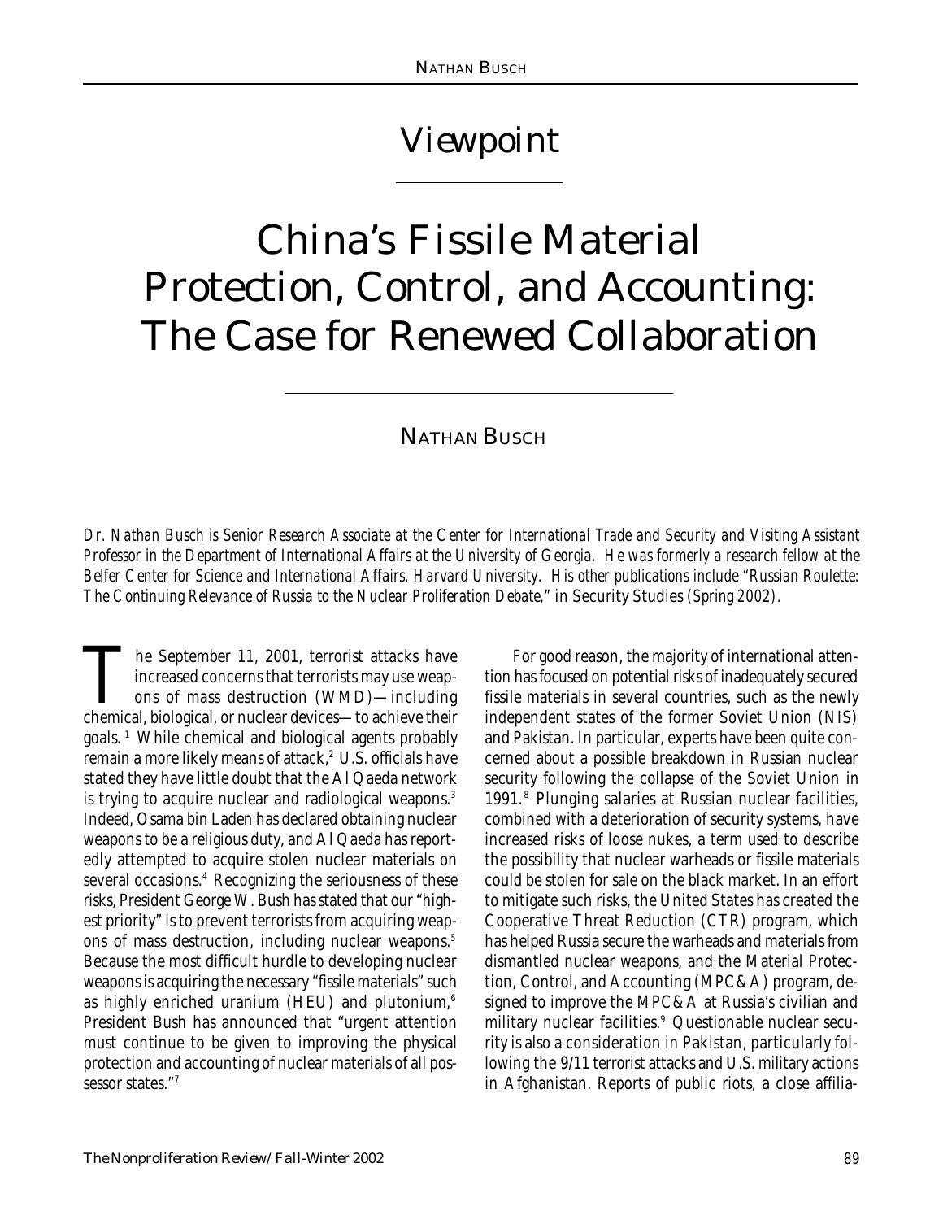# Viewpoint

# China's Fissile Material Protection, Control, and Accounting: The Case for Renewed Collaboration

NATHAN BUSCH

*Dr. Nathan Busch is Senior Research Associate at the Center for International Trade and Security and Visiting Assistant Professor in the Department of International Affairs at the University of Georgia. He was formerly a research fellow at the Belfer Center for Science and International Affairs, Harvard University. His other publications include "Russian Roulette: The Continuing Relevance of Russia to the Nuclear Proliferation Debate,"* in Security Studies *(Spring 2002).*

The September 11, 2001, terrorist attacks have increased concerns that terrorists may use weapons of mass destruction (WMD)—including chemical, biological, or nuclear devices—to achieve their goals.[1] While chemical and biological agents probably remain a more likely means of attack,[2] U.S. officials have stated they have little doubt that the Al Qaeda network is trying to acquire nuclear and radiological weapons.[3] Indeed, Osama bin Laden has declared obtaining nuclear weapons to be a religious duty, and Al Qaeda has reportedly attempted to acquire stolen nuclear materials on several occasions.[4] Recognizing the seriousness of these risks, President George W. Bush has stated that our "highest priority" is to prevent terrorists from acquiring weapons of mass destruction, including nuclear weapons.[5] Because the most difficult hurdle to developing nuclear weapons is acquiring the necessary "fissile materials" such as highly enriched uranium (HEU) and plutonium,[6] President Bush has announced that "urgent attention must continue to be given to improving the physical protection and accounting of nuclear materials of all possessor states."[7]

For good reason, the majority of international attention has focused on potential risks of inadequately secured fissile materials in several countries, such as the newly independent states of the former Soviet Union (NIS) and Pakistan. In particular, experts have been quite concerned about a possible breakdown in Russian nuclear security following the collapse of the Soviet Union in 1991.[8] Plunging salaries at Russian nuclear facilities, combined with a deterioration of security systems, have increased risks of loose nukes, a term used to describe the possibility that nuclear warheads or fissile materials could be stolen for sale on the black market. In an effort to mitigate such risks, the United States has created the Cooperative Threat Reduction (CTR) program, which has helped Russia secure the warheads and materials from dismantled nuclear weapons, and the Material Protection, Control, and Accounting (MPC&A) program, designed to improve the MPC&A at Russia's civilian and military nuclear facilities.[9] Questionable nuclear security is also a consideration in Pakistan, particularly following the 9/11 terrorist attacks and U.S. military actions in Afghanistan. Reports of public riots, a close affilia-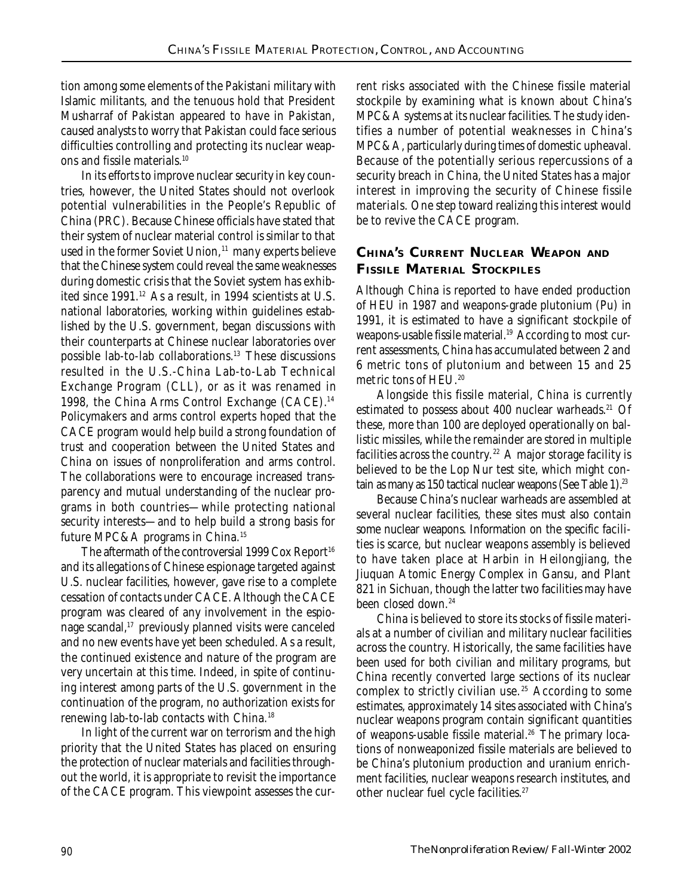tion among some elements of the Pakistani military with Islamic militants, and the tenuous hold that President Musharraf of Pakistan appeared to have in Pakistan, caused analysts to worry that Pakistan could face serious difficulties controlling and protecting its nuclear weapons and fissile materials.[10]

In its efforts to improve nuclear security in key countries, however, the United States should not overlook potential vulnerabilities in the People's Republic of China (PRC). Because Chinese officials have stated that their system of nuclear material control is similar to that used in the former Soviet Union,[11] many experts believe that the Chinese system could reveal the same weaknesses during domestic crisis that the Soviet system has exhibited since 1991.[12] As a result, in 1994 scientists at U.S. national laboratories, working within guidelines established by the U.S. government, began discussions with their counterparts at Chinese nuclear laboratories over possible lab-to-lab collaborations.[13] These discussions resulted in the U.S.-China Lab-to-Lab Technical Exchange Program (CLL), or as it was renamed in 1998, the China Arms Control Exchange (CACE).[14] Policymakers and arms control experts hoped that the CACE program would help build a strong foundation of trust and cooperation between the United States and China on issues of nonproliferation and arms control. The collaborations were to encourage increased transparency and mutual understanding of the nuclear programs in both countries—while protecting national security interests—and to help build a strong basis for future MPC&A programs in China.[15]

The aftermath of the controversial 1999 Cox Report[16] and its allegations of Chinese espionage targeted against U.S. nuclear facilities, however, gave rise to a complete cessation of contacts under CACE. Although the CACE program was cleared of any involvement in the espionage scandal,[17] previously planned visits were canceled and no new events have yet been scheduled. As a result, the continued existence and nature of the program are very uncertain at this time. Indeed, in spite of continuing interest among parts of the U.S. government in the continuation of the program, no authorization exists for renewing lab-to-lab contacts with China.[18]

In light of the current war on terrorism and the high priority that the United States has placed on ensuring the protection of nuclear materials and facilities throughout the world, it is appropriate to revisit the importance of the CACE program. This viewpoint assesses the current risks associated with the Chinese fissile material stockpile by examining what is known about China's MPC&A systems at its nuclear facilities. The study identifies a number of potential weaknesses in China's MPC&A, particularly during times of domestic upheaval. Because of the potentially serious repercussions of a security breach in China, the United States has a major interest in improving the security of Chinese fissile materials. One step toward realizing this interest would be to revive the CACE program.

## CHINA'S CURRENT NUCLEAR WEAPON AND FISSILE MATERIAL STOCKPILES

Although China is reported to have ended production of HEU in 1987 and weapons-grade plutonium (Pu) in 1991, it is estimated to have a significant stockpile of weapons-usable fissile material.[19] According to most current assessments, China has accumulated between 2 and 6 metric tons of plutonium and between 15 and 25 metric tons of HEU.[20]

Alongside this fissile material, China is currently estimated to possess about 400 nuclear warheads.[21] Of these, more than 100 are deployed operationally on ballistic missiles, while the remainder are stored in multiple facilities across the country.[22] A major storage facility is believed to be the Lop Nur test site, which might contain as many as 150 tactical nuclear weapons (See Table 1).[23]

Because China's nuclear warheads are assembled at several nuclear facilities, these sites must also contain some nuclear weapons. Information on the specific facilities is scarce, but nuclear weapons assembly is believed to have taken place at Harbin in Heilongjiang, the Jiuquan Atomic Energy Complex in Gansu, and Plant 821 in Sichuan, though the latter two facilities may have been closed down.[24]

China is believed to store its stocks of fissile materials at a number of civilian and military nuclear facilities across the country. Historically, the same facilities have been used for both civilian and military programs, but China recently converted large sections of its nuclear complex to strictly civilian use.[25] According to some estimates, approximately 14 sites associated with China's nuclear weapons program contain significant quantities of weapons-usable fissile material.[26] The primary locations of nonweaponized fissile materials are believed to be China's plutonium production and uranium enrichment facilities, nuclear weapons research institutes, and other nuclear fuel cycle facilities.[27]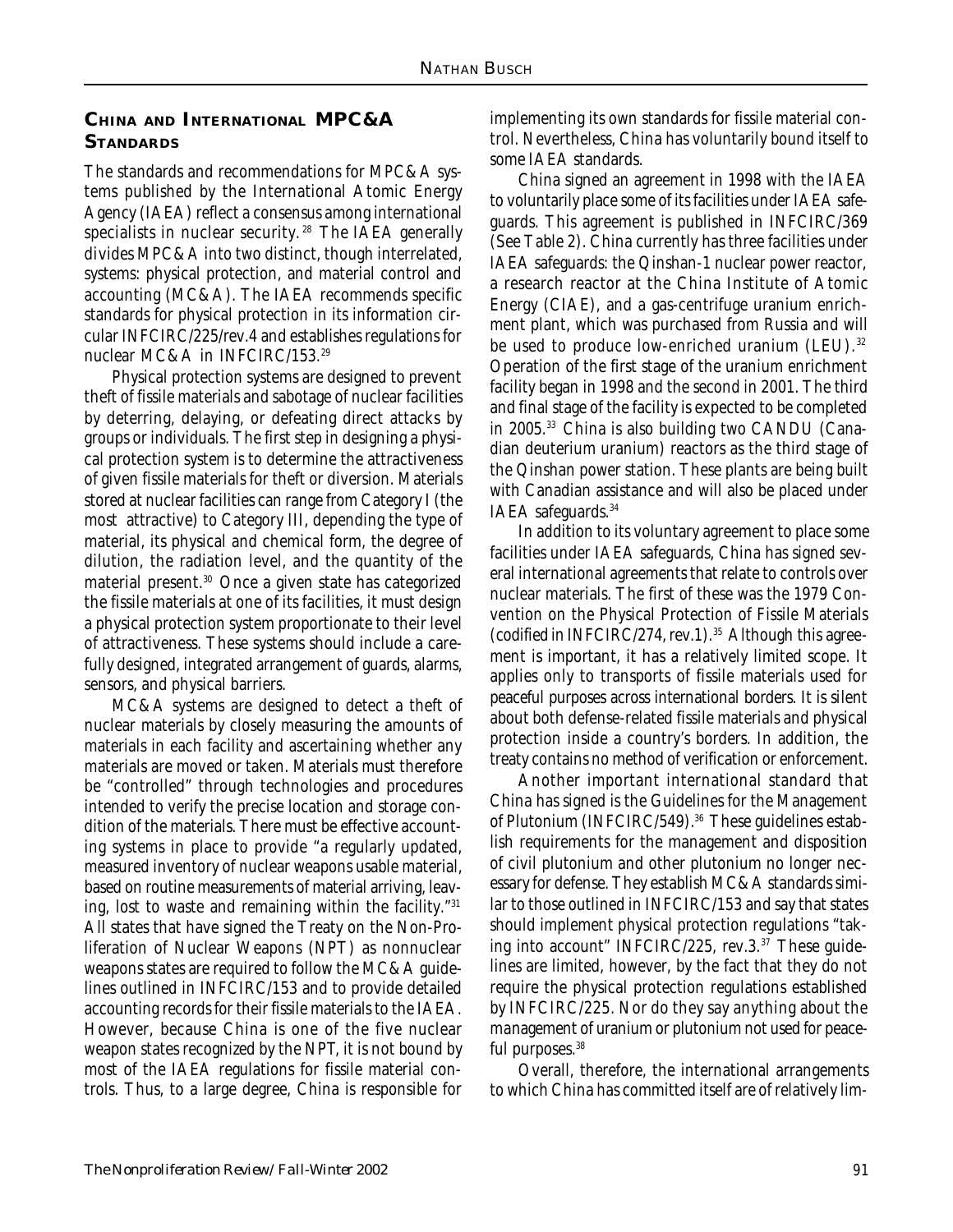### CHINA AND INTERNATIONAL MPC&A STANDARDS

The standards and recommendations for MPC&A systems published by the International Atomic Energy Agency (IAEA) reflect a consensus among international specialists in nuclear security.[28] The IAEA generally divides MPC&A into two distinct, though interrelated, systems: physical protection, and material control and accounting (MC&A). The IAEA recommends specific standards for physical protection in its information circular INFCIRC/225/rev.4 and establishes regulations for nuclear MC&A in INFCIRC/153.[29]

Physical protection systems are designed to prevent theft of fissile materials and sabotage of nuclear facilities by deterring, delaying, or defeating direct attacks by groups or individuals. The first step in designing a physical protection system is to determine the attractiveness of given fissile materials for theft or diversion. Materials stored at nuclear facilities can range from Category I (the most attractive) to Category III, depending the type of material, its physical and chemical form, the degree of dilution, the radiation level, and the quantity of the material present.[30] Once a given state has categorized the fissile materials at one of its facilities, it must design a physical protection system proportionate to their level of attractiveness. These systems should include a carefully designed, integrated arrangement of guards, alarms, sensors, and physical barriers.

MC&A systems are designed to detect a theft of nuclear materials by closely measuring the amounts of materials in each facility and ascertaining whether any materials are moved or taken. Materials must therefore be "controlled" through technologies and procedures intended to verify the precise location and storage condition of the materials. There must be effective accounting systems in place to provide "a regularly updated, measured inventory of nuclear weapons usable material, based on routine measurements of material arriving, leaving, lost to waste and remaining within the facility."[31] All states that have signed the Treaty on the Non-Proliferation of Nuclear Weapons (NPT) as nonnuclear weapons states are required to follow the MC&A guidelines outlined in INFCIRC/153 and to provide detailed accounting records for their fissile materials to the IAEA. However, because China is one of the five nuclear weapon states recognized by the NPT, it is not bound by most of the IAEA regulations for fissile material controls. Thus, to a large degree, China is responsible for implementing its own standards for fissile material control. Nevertheless, China has voluntarily bound itself to some IAEA standards.

China signed an agreement in 1998 with the IAEA to voluntarily place some of its facilities under IAEA safeguards. This agreement is published in INFCIRC/369 (See Table 2). China currently has three facilities under IAEA safeguards: the Qinshan-1 nuclear power reactor, a research reactor at the China Institute of Atomic Energy (CIAE), and a gas-centrifuge uranium enrichment plant, which was purchased from Russia and will be used to produce low-enriched uranium (LEU).[32] Operation of the first stage of the uranium enrichment facility began in 1998 and the second in 2001. The third and final stage of the facility is expected to be completed in 2005.[33] China is also building two CANDU (Canadian deuterium uranium) reactors as the third stage of the Qinshan power station. These plants are being built with Canadian assistance and will also be placed under IAEA safeguards.[34]

In addition to its voluntary agreement to place some facilities under IAEA safeguards, China has signed several international agreements that relate to controls over nuclear materials. The first of these was the 1979 Convention on the Physical Protection of Fissile Materials (codified in INFCIRC/274, rev.1).[35] Although this agreement is important, it has a relatively limited scope. It applies only to transports of fissile materials used for peaceful purposes across international borders. It is silent about both defense-related fissile materials and physical protection inside a country's borders. In addition, the treaty contains no method of verification or enforcement.

Another important international standard that China has signed is the Guidelines for the Management of Plutonium (INFCIRC/549).[36] These guidelines establish requirements for the management and disposition of civil plutonium and other plutonium no longer necessary for defense. They establish MC&A standards similar to those outlined in INFCIRC/153 and say that states should implement physical protection regulations "taking into account" INFCIRC/225, rev.3.[37] These guidelines are limited, however, by the fact that they do not require the physical protection regulations established by INFCIRC/225. Nor do they say anything about the management of uranium or plutonium not used for peaceful purposes.[38]

Overall, therefore, the international arrangements to which China has committed itself are of relatively lim-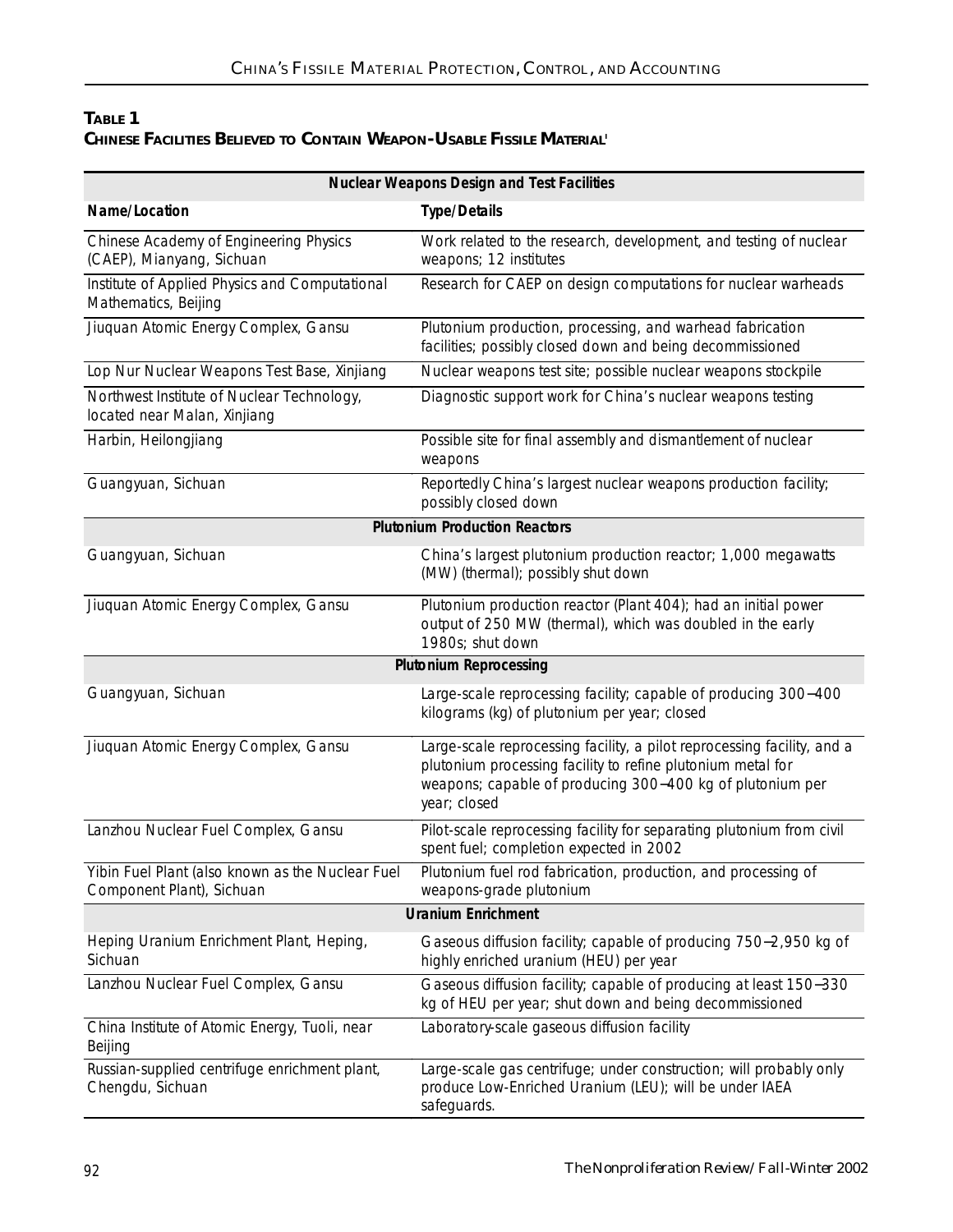**TABLE 1**
**CHINESE FACILITIES BELIEVED TO CONTAIN WEAPON-USABLE FISSILE MATERIAL**[1]

| Name/Location | Type/Details |
|---|---|
| **Nuclear Weapons Design and Test Facilities** | |
| Chinese Academy of Engineering Physics (CAEP), Mianyang, Sichuan | Work related to the research, development, and testing of nuclear weapons; 12 institutes |
| Institute of Applied Physics and Computational Mathematics, Beijing | Research for CAEP on design computations for nuclear warheads |
| Jiuquan Atomic Energy Complex, Gansu | Plutonium production, processing, and warhead fabrication facilities; possibly closed down and being decommissioned |
| Lop Nur Nuclear Weapons Test Base, Xinjiang | Nuclear weapons test site; possible nuclear weapons stockpile |
| Northwest Institute of Nuclear Technology, located near Malan, Xinjiang | Diagnostic support work for China's nuclear weapons testing |
| Harbin, Heilongjiang | Possible site for final assembly and dismantlement of nuclear weapons |
| Guangyuan, Sichuan | Reportedly China's largest nuclear weapons production facility; possibly closed down |
| **Plutonium Production Reactors** | |
| Guangyuan, Sichuan | China's largest plutonium production reactor; 1,000 megawatts (MW) (thermal); possibly shut down |
| Jiuquan Atomic Energy Complex, Gansu | Plutonium production reactor (Plant 404); had an initial power output of 250 MW (thermal), which was doubled in the early 1980s; shut down |
| **Plutonium Reprocessing** | |
| Guangyuan, Sichuan | Large-scale reprocessing facility; capable of producing 300–400 kilograms (kg) of plutonium per year; closed |
| Jiuquan Atomic Energy Complex, Gansu | Large-scale reprocessing facility, a pilot reprocessing facility, and a plutonium processing facility to refine plutonium metal for weapons; capable of producing 300–400 kg of plutonium per year; closed |
| Lanzhou Nuclear Fuel Complex, Gansu | Pilot-scale reprocessing facility for separating plutonium from civil spent fuel; completion expected in 2002 |
| Yibin Fuel Plant (also known as the Nuclear Fuel Component Plant), Sichuan | Plutonium fuel rod fabrication, production, and processing of weapons-grade plutonium |
| **Uranium Enrichment** | |
| Heping Uranium Enrichment Plant, Heping, Sichuan | Gaseous diffusion facility; capable of producing 750–2,950 kg of highly enriched uranium (HEU) per year |
| Lanzhou Nuclear Fuel Complex, Gansu | Gaseous diffusion facility; capable of producing at least 150–330 kg of HEU per year; shut down and being decommissioned |
| China Institute of Atomic Energy, Tuoli, near Beijing | Laboratory-scale gaseous diffusion facility |
| Russian-supplied centrifuge enrichment plant, Chengdu, Sichuan | Large-scale gas centrifuge; under construction; will probably only produce Low-Enriched Uranium (LEU); will be under IAEA safeguards. |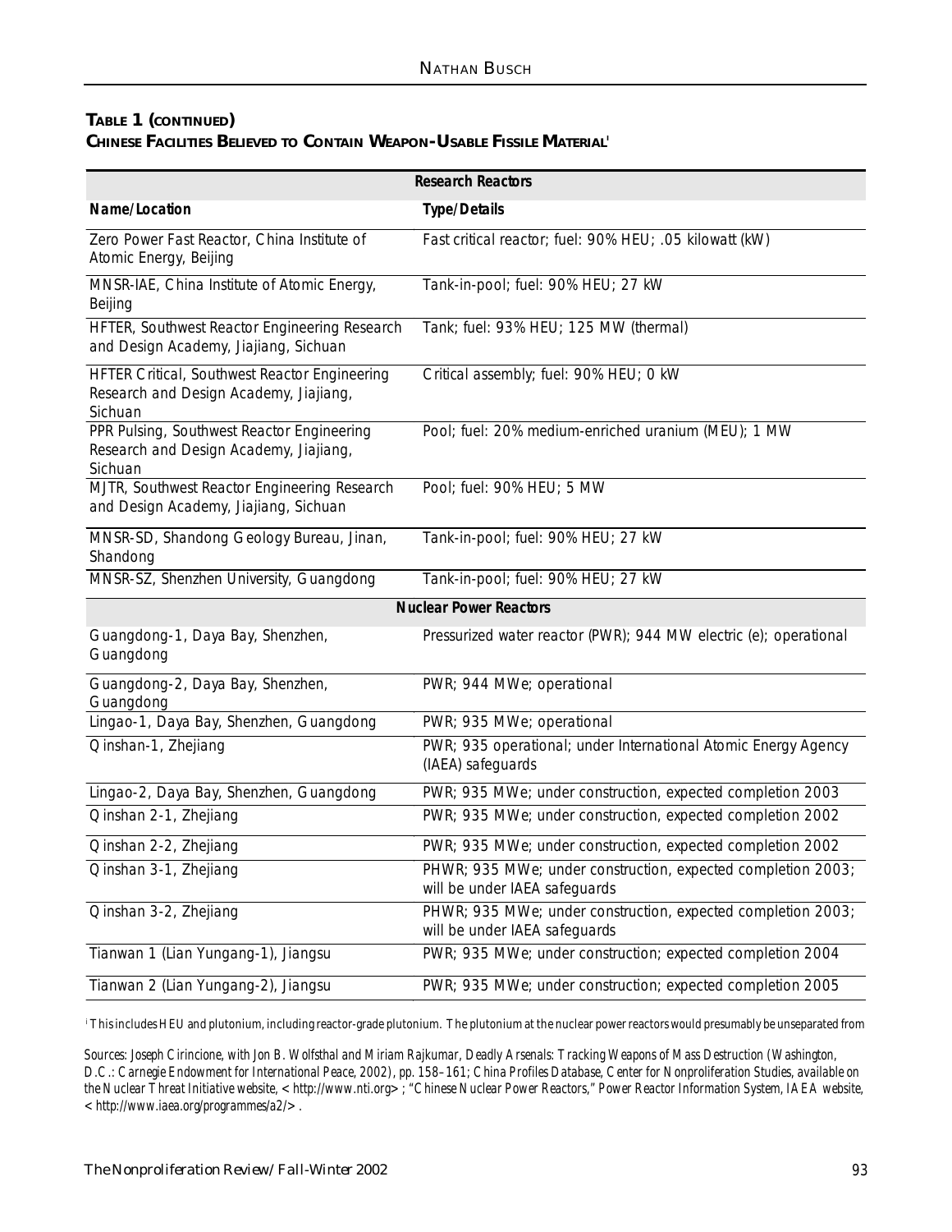**TABLE 1 (CONTINUED)**
**CHINESE FACILITIES BELIEVED TO CONTAIN WEAPON-USABLE FISSILE MATERIAL**[i]

| Research Reactors | |
|---|---|
| **Name/Location** | **Type/Details** |
| Zero Power Fast Reactor, China Institute of Atomic Energy, Beijing | Fast critical reactor; fuel: 90% HEU; .05 kilowatt (kW) |
| MNSR-IAE, China Institute of Atomic Energy, Beijing | Tank-in-pool; fuel: 90% HEU; 27 kW |
| HFTER, Southwest Reactor Engineering Research and Design Academy, Jiajiang, Sichuan | Tank; fuel: 93% HEU; 125 MW (thermal) |
| HFTER Critical, Southwest Reactor Engineering Research and Design Academy, Jiajiang, Sichuan | Critical assembly; fuel: 90% HEU; 0 kW |
| PPR Pulsing, Southwest Reactor Engineering Research and Design Academy, Jiajiang, Sichuan | Pool; fuel: 20% medium-enriched uranium (MEU); 1 MW |
| MJTR, Southwest Reactor Engineering Research and Design Academy, Jiajiang, Sichuan | Pool; fuel: 90% HEU; 5 MW |
| MNSR-SD, Shandong Geology Bureau, Jinan, Shandong | Tank-in-pool; fuel: 90% HEU; 27 kW |
| MNSR-SZ, Shenzhen University, Guangdong | Tank-in-pool; fuel: 90% HEU; 27 kW |
| **Nuclear Power Reactors** | |
| Guangdong-1, Daya Bay, Shenzhen, Guangdong | Pressurized water reactor (PWR); 944 MW electric (e); operational |
| Guangdong-2, Daya Bay, Shenzhen, Guangdong | PWR; 944 MWe; operational |
| Lingao-1, Daya Bay, Shenzhen, Guangdong | PWR; 935 MWe; operational |
| Qinshan-1, Zhejiang | PWR; 935 operational; under International Atomic Energy Agency (IAEA) safeguards |
| Lingao-2, Daya Bay, Shenzhen, Guangdong | PWR; 935 MWe; under construction, expected completion 2003 |
| Qinshan 2-1, Zhejiang | PWR; 935 MWe; under construction, expected completion 2002 |
| Qinshan 2-2, Zhejiang | PWR; 935 MWe; under construction, expected completion 2002 |
| Qinshan 3-1, Zhejiang | PHWR; 935 MWe; under construction, expected completion 2003; will be under IAEA safeguards |
| Qinshan 3-2, Zhejiang | PHWR; 935 MWe; under construction, expected completion 2003; will be under IAEA safeguards |
| Tianwan 1 (Lian Yungang-1), Jiangsu | PWR; 935 MWe; under construction; expected completion 2004 |
| Tianwan 2 (Lian Yungang-2), Jiangsu | PWR; 935 MWe; under construction; expected completion 2005 |

[i] This includes HEU and plutonium, including reactor-grade plutonium. The plutonium at the nuclear power reactors would presumably be unseparated from

*Sources: Joseph Cirincione, with Jon B. Wolfsthal and Miriam Rajkumar, Deadly Arsenals: Tracking Weapons of Mass Destruction (Washington, D.C.: Carnegie Endowment for International Peace, 2002), pp. 158–161; China Profiles Database, Center for Nonproliferation Studies, available on the Nuclear Threat Initiative website, <http://www.nti.org>; "Chinese Nuclear Power Reactors," Power Reactor Information System, IAEA website, <http://www.iaea.org/programmes/a2/>.*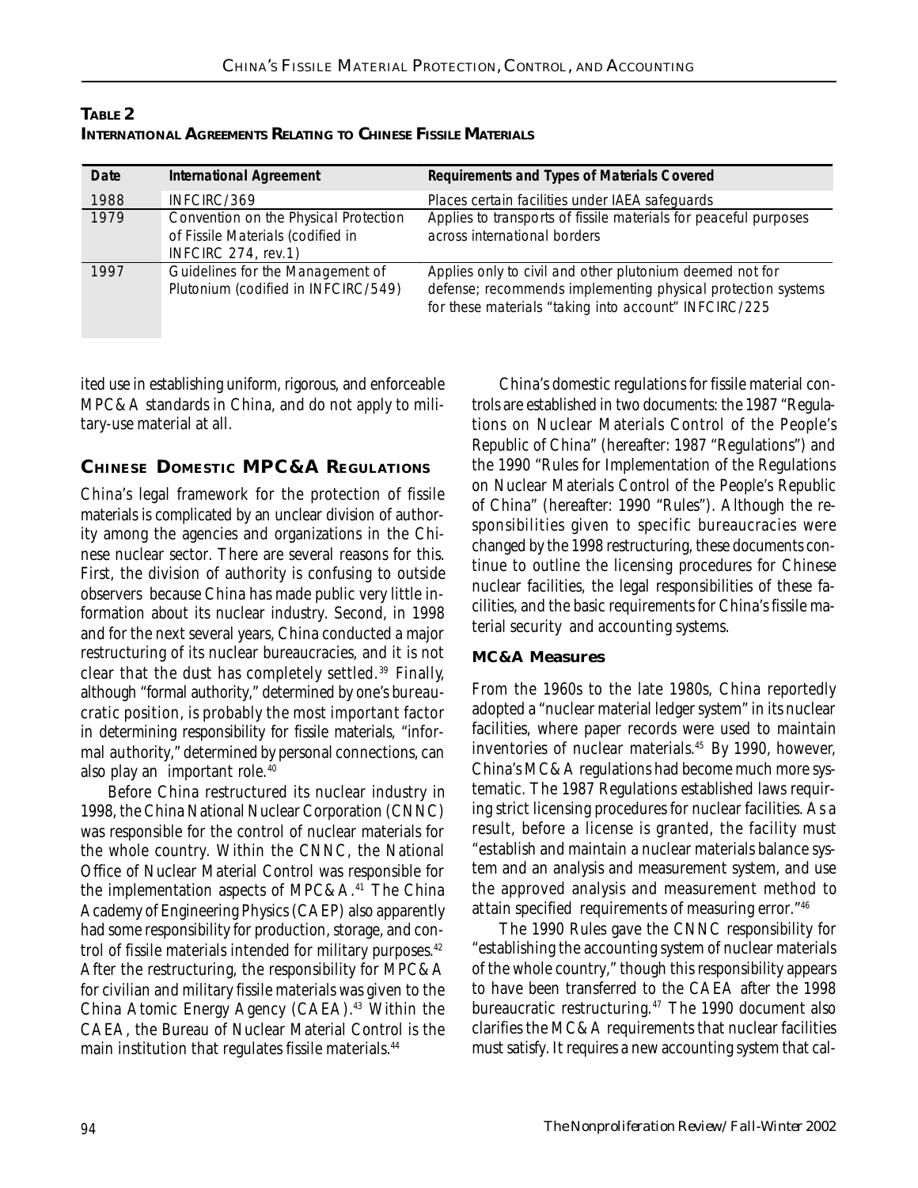**TABLE 2**
**INTERNATIONAL AGREEMENTS RELATING TO CHINESE FISSILE MATERIALS**

| Date | International Agreement | Requirements and Types of Materials Covered |
|---|---|---|
| 1988 | INFCIRC/369 | Places certain facilities under IAEA safeguards |
| 1979 | Convention on the Physical Protection of Fissile Materials (codified in INFCIRC 274, rev.1) | Applies to transports of fissile materials for peaceful purposes across international borders |
| 1997 | Guidelines for the Management of Plutonium (codified in INFCIRC/549) | Applies only to civil and other plutonium deemed not for defense; recommends implementing physical protection systems for these materials "taking into account" INFCIRC/225 |

ited use in establishing uniform, rigorous, and enforceable MPC&A standards in China, and do not apply to military-use material at all.

## CHINESE DOMESTIC MPC&A REGULATIONS

China's legal framework for the protection of fissile materials is complicated by an unclear division of authority among the agencies and organizations in the Chinese nuclear sector. There are several reasons for this. First, the division of authority is confusing to outside observers because China has made public very little information about its nuclear industry. Second, in 1998 and for the next several years, China conducted a major restructuring of its nuclear bureaucracies, and it is not clear that the dust has completely settled.[39] Finally, although "formal authority," determined by one's bureaucratic position, is probably the most important factor in determining responsibility for fissile materials, "informal authority," determined by personal connections, can also play an important role.[40]

Before China restructured its nuclear industry in 1998, the China National Nuclear Corporation (CNNC) was responsible for the control of nuclear materials for the whole country. Within the CNNC, the National Office of Nuclear Material Control was responsible for the implementation aspects of MPC&A.[41] The China Academy of Engineering Physics (CAEP) also apparently had some responsibility for production, storage, and control of fissile materials intended for military purposes.[42] After the restructuring, the responsibility for MPC&A for civilian and military fissile materials was given to the China Atomic Energy Agency (CAEA).[43] Within the CAEA, the Bureau of Nuclear Material Control is the main institution that regulates fissile materials.[44]

China's domestic regulations for fissile material controls are established in two documents: the 1987 "Regulations on Nuclear Materials Control of the People's Republic of China" (hereafter: 1987 "Regulations") and the 1990 "Rules for Implementation of the Regulations on Nuclear Materials Control of the People's Republic of China" (hereafter: 1990 "Rules"). Although the responsibilities given to specific bureaucracies were changed by the 1998 restructuring, these documents continue to outline the licensing procedures for Chinese nuclear facilities, the legal responsibilities of these facilities, and the basic requirements for China's fissile material security and accounting systems.

### MC&A Measures

From the 1960s to the late 1980s, China reportedly adopted a "nuclear material ledger system" in its nuclear facilities, where paper records were used to maintain inventories of nuclear materials.[45] By 1990, however, China's MC&A regulations had become much more systematic. The 1987 Regulations established laws requiring strict licensing procedures for nuclear facilities. As a result, before a license is granted, the facility must "establish and maintain a nuclear materials balance system and an analysis and measurement system, and use the approved analysis and measurement method to attain specified requirements of measuring error."[46]

The 1990 Rules gave the CNNC responsibility for "establishing the accounting system of nuclear materials of the whole country," though this responsibility appears to have been transferred to the CAEA after the 1998 bureaucratic restructuring.[47] The 1990 document also clarifies the MC&A requirements that nuclear facilities must satisfy. It requires a new accounting system that cal-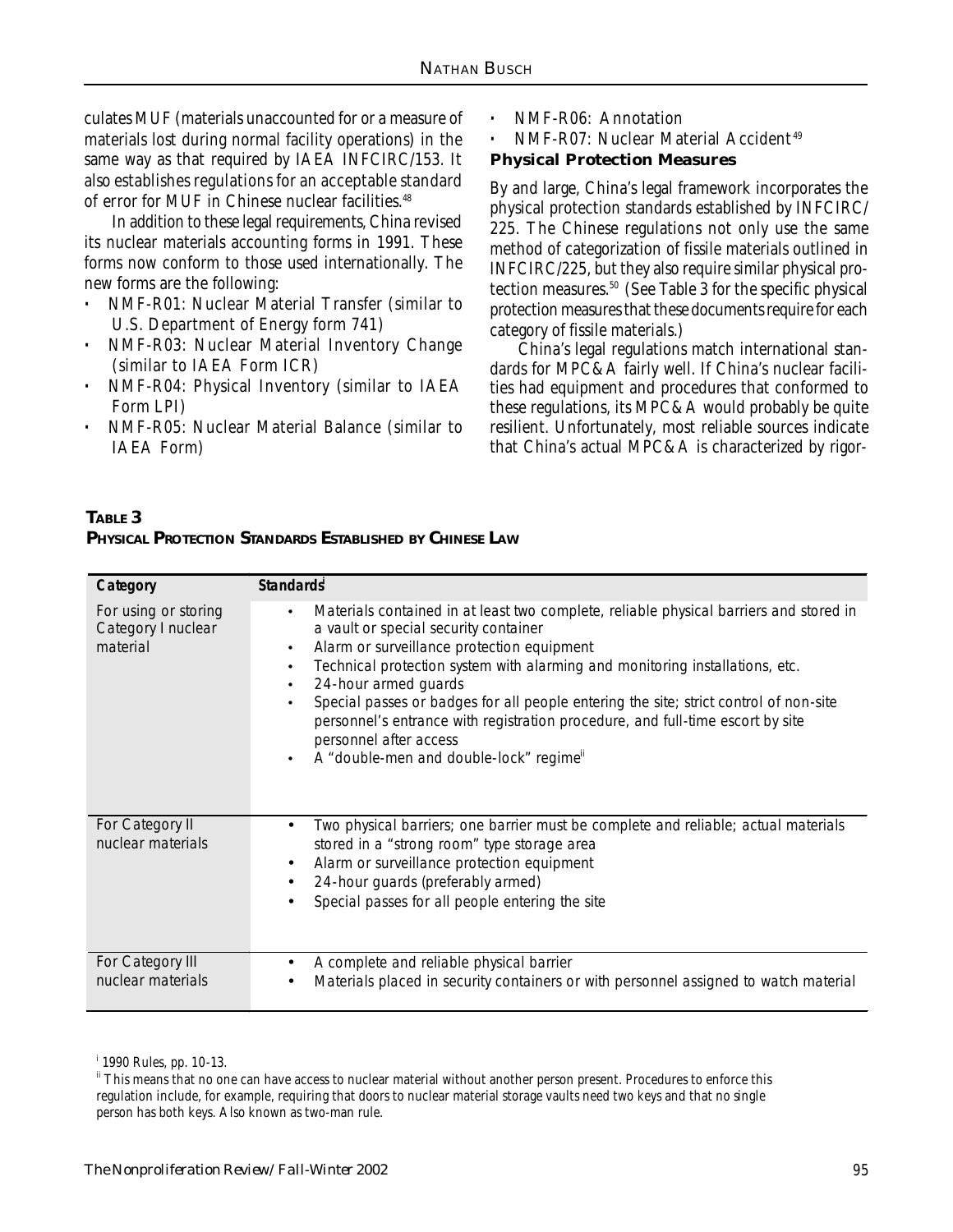culates MUF (materials unaccounted for or a measure of materials lost during normal facility operations) in the same way as that required by IAEA INFCIRC/153. It also establishes regulations for an acceptable standard of error for MUF in Chinese nuclear facilities.[48]

In addition to these legal requirements, China revised its nuclear materials accounting forms in 1991. These forms now conform to those used internationally. The new forms are the following:

- NMF-R01: Nuclear Material Transfer (similar to U.S. Department of Energy form 741)
- NMF-R03: Nuclear Material Inventory Change (similar to IAEA Form ICR)
- NMF-R04: Physical Inventory (similar to IAEA Form LPI)
- NMF-R05: Nuclear Material Balance (similar to IAEA Form)
- NMF-R06: Annotation
- NMF-R07: Nuclear Material Accident[49]

**Physical Protection Measures**

By and large, China's legal framework incorporates the physical protection standards established by INFCIRC/225. The Chinese regulations not only use the same method of categorization of fissile materials outlined in INFCIRC/225, but they also require similar physical protection measures.[50] (See Table 3 for the specific physical protection measures that these documents require for each category of fissile materials.)

China's legal regulations match international standards for MPC&A fairly well. If China's nuclear facilities had equipment and procedures that conformed to these regulations, its MPC&A would probably be quite resilient. Unfortunately, most reliable sources indicate that China's actual MPC&A is characterized by rigor-

**TABLE 3**
**PHYSICAL PROTECTION STANDARDS ESTABLISHED BY CHINESE LAW**

| Category | Standards[i] |
|---|---|
| For using or storing Category I nuclear material | • Materials contained in at least two complete, reliable physical barriers and stored in a vault or special security container<br>• Alarm or surveillance protection equipment<br>• Technical protection system with alarming and monitoring installations, etc.<br>• 24-hour armed guards<br>• Special passes or badges for all people entering the site; strict control of non-site personnel's entrance with registration procedure, and full-time escort by site personnel after access<br>• A "double-men and double-lock" regime[ii] |
| For Category II nuclear materials | • Two physical barriers; one barrier must be complete and reliable; actual materials stored in a "strong room" type storage area<br>• Alarm or surveillance protection equipment<br>• 24-hour guards (preferably armed)<br>• Special passes for all people entering the site |
| For Category III nuclear materials | • A complete and reliable physical barrier<br>• Materials placed in security containers or with personnel assigned to watch material |

[i] 1990 Rules, pp. 10-13.

[ii] This means that no one can have access to nuclear material without another person present. Procedures to enforce this regulation include, for example, requiring that doors to nuclear material storage vaults need two keys and that no single person has both keys. Also known as two-man rule.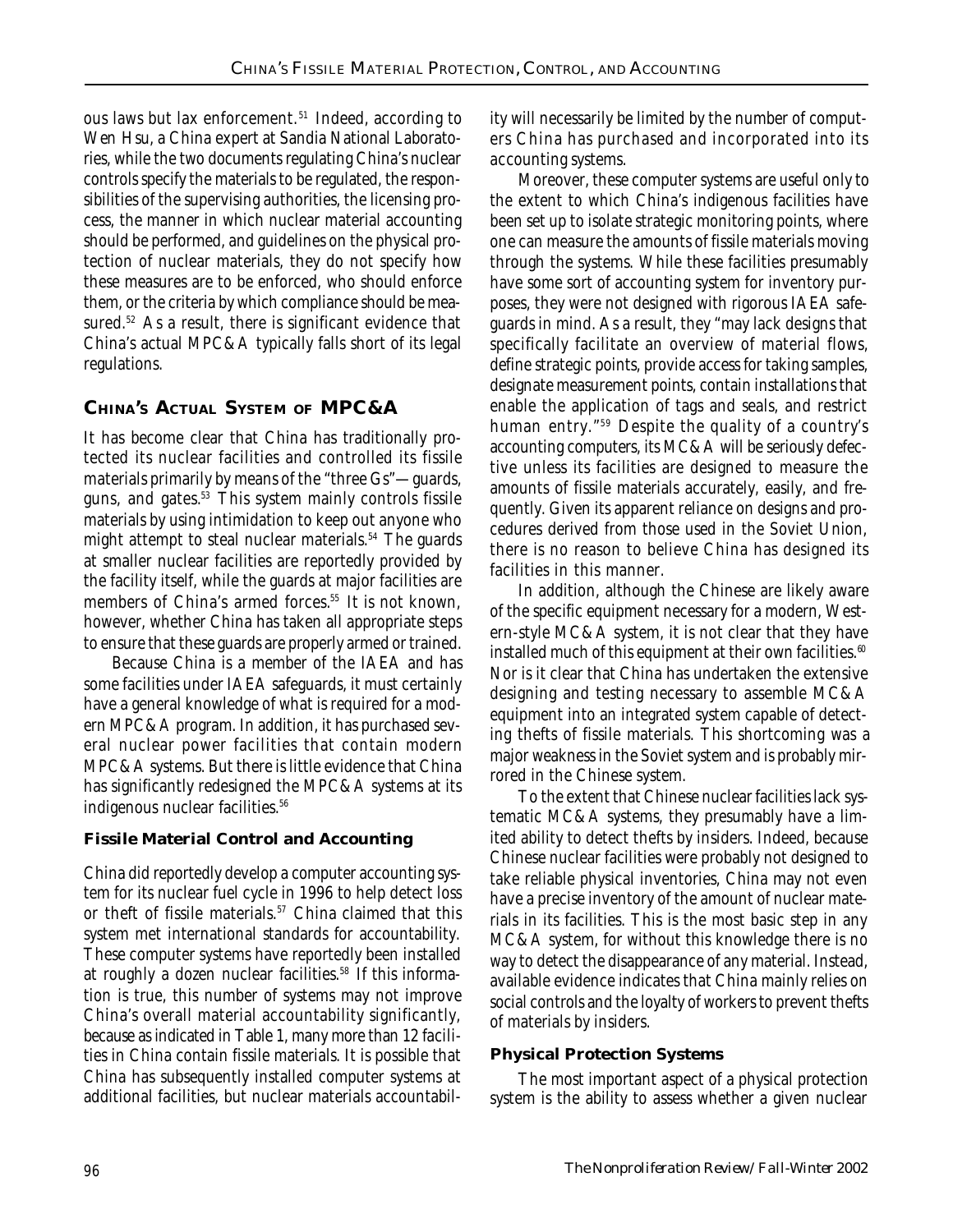ous laws but lax enforcement.[51] Indeed, according to Wen Hsu, a China expert at Sandia National Laboratories, while the two documents regulating China's nuclear controls specify the materials to be regulated, the responsibilities of the supervising authorities, the licensing process, the manner in which nuclear material accounting should be performed, and guidelines on the physical protection of nuclear materials, they do not specify how these measures are to be enforced, who should enforce them, or the criteria by which compliance should be measured.[52] As a result, there is significant evidence that China's actual MPC&A typically falls short of its legal regulations.

## CHINA'S ACTUAL SYSTEM OF MPC&A

It has become clear that China has traditionally protected its nuclear facilities and controlled its fissile materials primarily by means of the "three Gs"—guards, guns, and gates.[53] This system mainly controls fissile materials by using intimidation to keep out anyone who might attempt to steal nuclear materials.[54] The guards at smaller nuclear facilities are reportedly provided by the facility itself, while the guards at major facilities are members of China's armed forces.[55] It is not known, however, whether China has taken all appropriate steps to ensure that these guards are properly armed or trained.

Because China is a member of the IAEA and has some facilities under IAEA safeguards, it must certainly have a general knowledge of what is required for a modern MPC&A program. In addition, it has purchased several nuclear power facilities that contain modern MPC&A systems. But there is little evidence that China has significantly redesigned the MPC&A systems at its indigenous nuclear facilities.[56]

### Fissile Material Control and Accounting

China did reportedly develop a computer accounting system for its nuclear fuel cycle in 1996 to help detect loss or theft of fissile materials.[57] China claimed that this system met international standards for accountability. These computer systems have reportedly been installed at roughly a dozen nuclear facilities.[58] If this information is true, this number of systems may not improve China's overall material accountability significantly, because as indicated in Table 1, many more than 12 facilities in China contain fissile materials. It is possible that China has subsequently installed computer systems at additional facilities, but nuclear materials accountability will necessarily be limited by the number of computers China has purchased and incorporated into its accounting systems.

Moreover, these computer systems are useful only to the extent to which China's indigenous facilities have been set up to isolate strategic monitoring points, where one can measure the amounts of fissile materials moving through the systems. While these facilities presumably have some sort of accounting system for inventory purposes, they were not designed with rigorous IAEA safeguards in mind. As a result, they "may lack designs that specifically facilitate an overview of material flows, define strategic points, provide access for taking samples, designate measurement points, contain installations that enable the application of tags and seals, and restrict human entry."[59] Despite the quality of a country's accounting computers, its MC&A will be seriously defective unless its facilities are designed to measure the amounts of fissile materials accurately, easily, and frequently. Given its apparent reliance on designs and procedures derived from those used in the Soviet Union, there is no reason to believe China has designed its facilities in this manner.

In addition, although the Chinese are likely aware of the specific equipment necessary for a modern, Western-style MC&A system, it is not clear that they have installed much of this equipment at their own facilities.[60] Nor is it clear that China has undertaken the extensive designing and testing necessary to assemble MC&A equipment into an integrated system capable of detecting thefts of fissile materials. This shortcoming was a major weakness in the Soviet system and is probably mirrored in the Chinese system.

To the extent that Chinese nuclear facilities lack systematic MC&A systems, they presumably have a limited ability to detect thefts by insiders. Indeed, because Chinese nuclear facilities were probably not designed to take reliable physical inventories, China may not even have a precise inventory of the amount of nuclear materials in its facilities. This is the most basic step in any MC&A system, for without this knowledge there is no way to detect the disappearance of any material. Instead, available evidence indicates that China mainly relies on social controls and the loyalty of workers to prevent thefts of materials by insiders.

### Physical Protection Systems

The most important aspect of a physical protection system is the ability to assess whether a given nuclear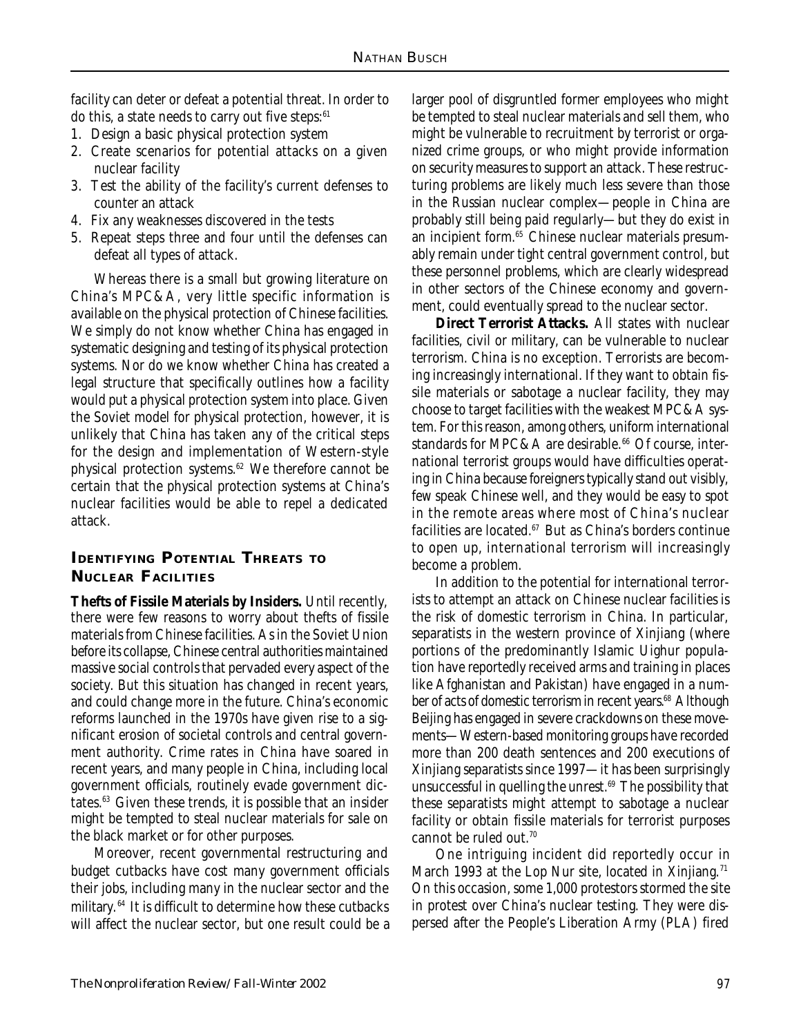facility can deter or defeat a potential threat. In order to do this, a state needs to carry out five steps:[61]

1. Design a basic physical protection system
2. Create scenarios for potential attacks on a given nuclear facility
3. Test the ability of the facility's current defenses to counter an attack
4. Fix any weaknesses discovered in the tests
5. Repeat steps three and four until the defenses can defeat all types of attack.

Whereas there is a small but growing literature on China's MPC&A, very little specific information is available on the physical protection of Chinese facilities. We simply do not know whether China has engaged in systematic designing and testing of its physical protection systems. Nor do we know whether China has created a legal structure that specifically outlines how a facility would put a physical protection system into place. Given the Soviet model for physical protection, however, it is unlikely that China has taken any of the critical steps for the design and implementation of Western-style physical protection systems.[62] We therefore cannot be certain that the physical protection systems at China's nuclear facilities would be able to repel a dedicated attack.

## IDENTIFYING POTENTIAL THREATS TO NUCLEAR FACILITIES

**Thefts of Fissile Materials by Insiders.** Until recently, there were few reasons to worry about thefts of fissile materials from Chinese facilities. As in the Soviet Union before its collapse, Chinese central authorities maintained massive social controls that pervaded every aspect of the society. But this situation has changed in recent years, and could change more in the future. China's economic reforms launched in the 1970s have given rise to a significant erosion of societal controls and central government authority. Crime rates in China have soared in recent years, and many people in China, including local government officials, routinely evade government dictates.[63] Given these trends, it is possible that an insider might be tempted to steal nuclear materials for sale on the black market or for other purposes.

Moreover, recent governmental restructuring and budget cutbacks have cost many government officials their jobs, including many in the nuclear sector and the military.[64] It is difficult to determine how these cutbacks will affect the nuclear sector, but one result could be a larger pool of disgruntled former employees who might be tempted to steal nuclear materials and sell them, who might be vulnerable to recruitment by terrorist or organized crime groups, or who might provide information on security measures to support an attack. These restructuring problems are likely much less severe than those in the Russian nuclear complex—people in China are probably still being paid regularly—but they do exist in an incipient form.[65] Chinese nuclear materials presumably remain under tight central government control, but these personnel problems, which are clearly widespread in other sectors of the Chinese economy and government, could eventually spread to the nuclear sector.

**Direct Terrorist Attacks.** All states with nuclear facilities, civil or military, can be vulnerable to nuclear terrorism. China is no exception. Terrorists are becoming increasingly international. If they want to obtain fissile materials or sabotage a nuclear facility, they may choose to target facilities with the weakest MPC&A system. For this reason, among others, uniform international standards for MPC&A are desirable.[66] Of course, international terrorist groups would have difficulties operating in China because foreigners typically stand out visibly, few speak Chinese well, and they would be easy to spot in the remote areas where most of China's nuclear facilities are located.[67] But as China's borders continue to open up, international terrorism will increasingly become a problem.

In addition to the potential for international terrorists to attempt an attack on Chinese nuclear facilities is the risk of domestic terrorism in China. In particular, separatists in the western province of Xinjiang (where portions of the predominantly Islamic Uighur population have reportedly received arms and training in places like Afghanistan and Pakistan) have engaged in a number of acts of domestic terrorism in recent years.[68] Although Beijing has engaged in severe crackdowns on these movements—Western-based monitoring groups have recorded more than 200 death sentences and 200 executions of Xinjiang separatists since 1997—it has been surprisingly unsuccessful in quelling the unrest.[69] The possibility that these separatists might attempt to sabotage a nuclear facility or obtain fissile materials for terrorist purposes cannot be ruled out.[70]

One intriguing incident did reportedly occur in March 1993 at the Lop Nur site, located in Xinjiang.[71] On this occasion, some 1,000 protestors stormed the site in protest over China's nuclear testing. They were dispersed after the People's Liberation Army (PLA) fired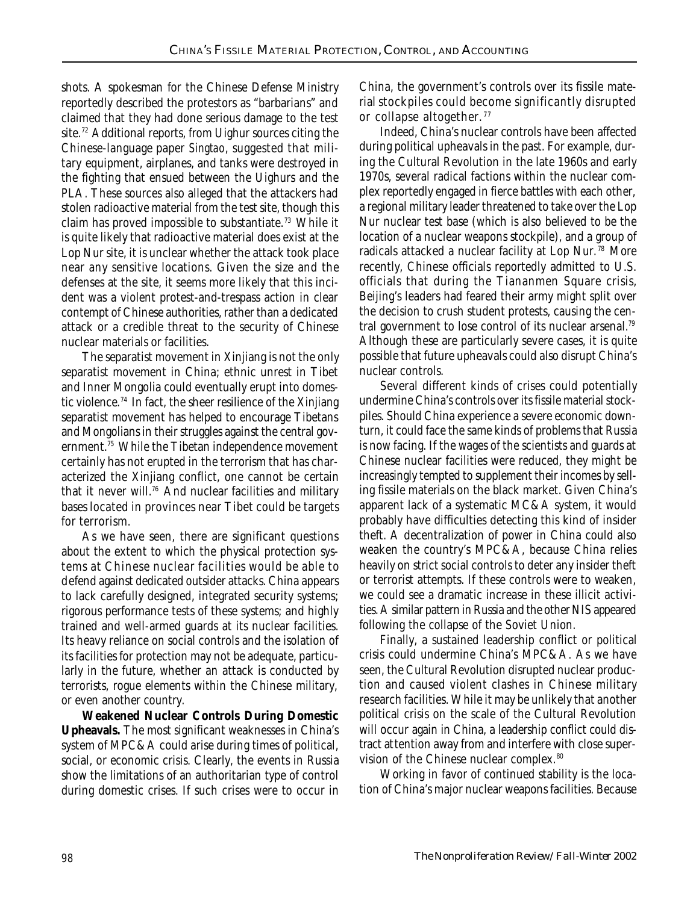shots. A spokesman for the Chinese Defense Ministry reportedly described the protestors as "barbarians" and claimed that they had done serious damage to the test site.[72] Additional reports, from Uighur sources citing the Chinese-language paper *Singtao*, suggested that military equipment, airplanes, and tanks were destroyed in the fighting that ensued between the Uighurs and the PLA. These sources also alleged that the attackers had stolen radioactive material from the test site, though this claim has proved impossible to substantiate.[73] While it is quite likely that radioactive material does exist at the Lop Nur site, it is unclear whether the attack took place near any sensitive locations. Given the size and the defenses at the site, it seems more likely that this incident was a violent protest-and-trespass action in clear contempt of Chinese authorities, rather than a dedicated attack or a credible threat to the security of Chinese nuclear materials or facilities.

The separatist movement in Xinjiang is not the only separatist movement in China; ethnic unrest in Tibet and Inner Mongolia could eventually erupt into domestic violence.[74] In fact, the sheer resilience of the Xinjiang separatist movement has helped to encourage Tibetans and Mongolians in their struggles against the central government.[75] While the Tibetan independence movement certainly has not erupted in the terrorism that has characterized the Xinjiang conflict, one cannot be certain that it never will.[76] And nuclear facilities and military bases located in provinces near Tibet could be targets for terrorism.

As we have seen, there are significant questions about the extent to which the physical protection systems at Chinese nuclear facilities would be able to defend against dedicated outsider attacks. China appears to lack carefully designed, integrated security systems; rigorous performance tests of these systems; and highly trained and well-armed guards at its nuclear facilities. Its heavy reliance on social controls and the isolation of its facilities for protection may not be adequate, particularly in the future, whether an attack is conducted by terrorists, rogue elements within the Chinese military, or even another country.

**Weakened Nuclear Controls During Domestic Upheavals.** The most significant weaknesses in China's system of MPC&A could arise during times of political, social, or economic crisis. Clearly, the events in Russia show the limitations of an authoritarian type of control during domestic crises. If such crises were to occur in China, the government's controls over its fissile material stockpiles could become significantly disrupted or collapse altogether.[77]

Indeed, China's nuclear controls have been affected during political upheavals in the past. For example, during the Cultural Revolution in the late 1960s and early 1970s, several radical factions within the nuclear complex reportedly engaged in fierce battles with each other, a regional military leader threatened to take over the Lop Nur nuclear test base (which is also believed to be the location of a nuclear weapons stockpile), and a group of radicals attacked a nuclear facility at Lop Nur.[78] More recently, Chinese officials reportedly admitted to U.S. officials that during the Tiananmen Square crisis, Beijing's leaders had feared their army might split over the decision to crush student protests, causing the central government to lose control of its nuclear arsenal.[79] Although these are particularly severe cases, it is quite possible that future upheavals could also disrupt China's nuclear controls.

Several different kinds of crises could potentially undermine China's controls over its fissile material stockpiles. Should China experience a severe economic downturn, it could face the same kinds of problems that Russia is now facing. If the wages of the scientists and guards at Chinese nuclear facilities were reduced, they might be increasingly tempted to supplement their incomes by selling fissile materials on the black market. Given China's apparent lack of a systematic MC&A system, it would probably have difficulties detecting this kind of insider theft. A decentralization of power in China could also weaken the country's MPC&A, because China relies heavily on strict social controls to deter any insider theft or terrorist attempts. If these controls were to weaken, we could see a dramatic increase in these illicit activities. A similar pattern in Russia and the other NIS appeared following the collapse of the Soviet Union.

Finally, a sustained leadership conflict or political crisis could undermine China's MPC&A. As we have seen, the Cultural Revolution disrupted nuclear production and caused violent clashes in Chinese military research facilities. While it may be unlikely that another political crisis on the scale of the Cultural Revolution will occur again in China, a leadership conflict could distract attention away from and interfere with close supervision of the Chinese nuclear complex.[80]

Working in favor of continued stability is the location of China's major nuclear weapons facilities. Because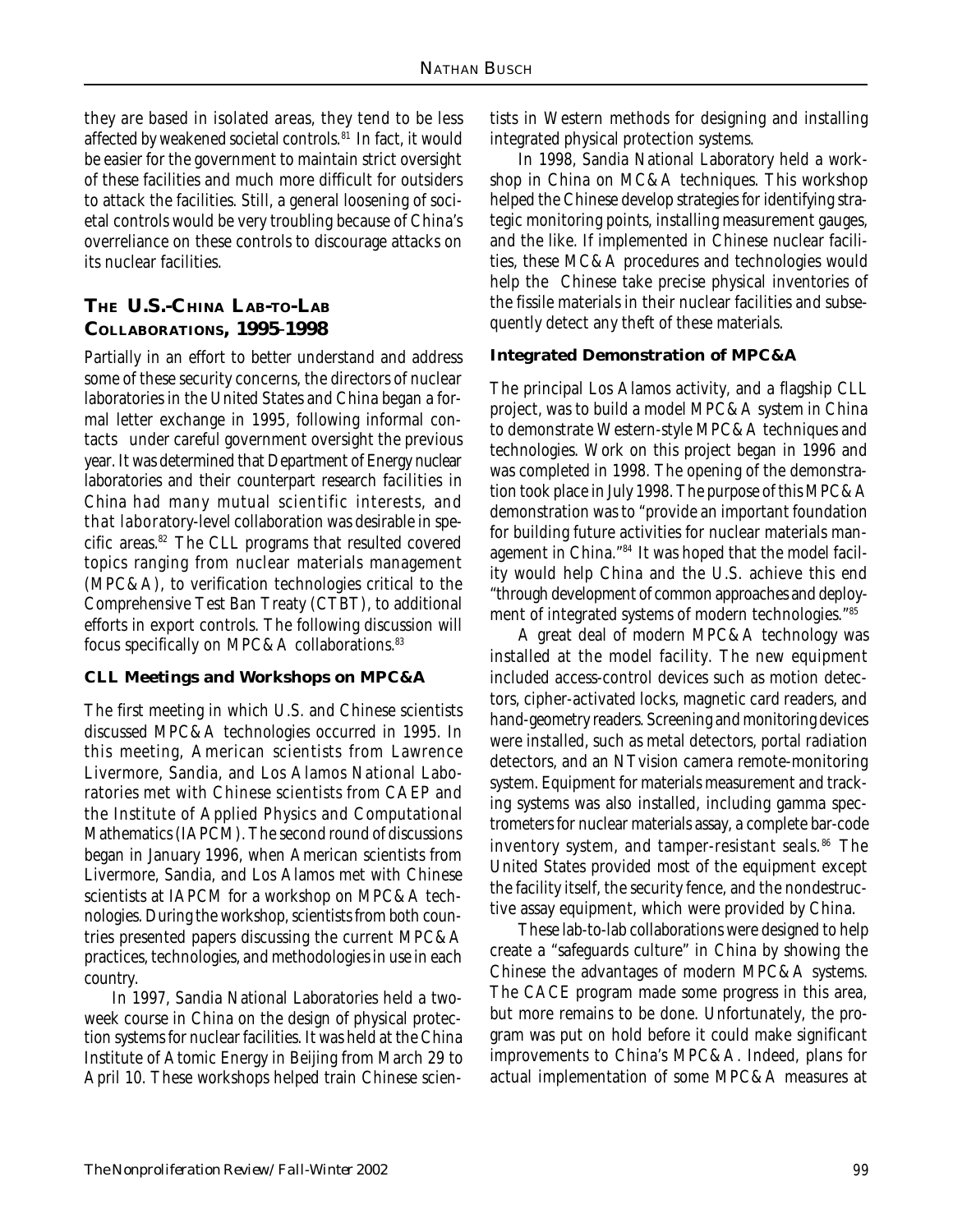they are based in isolated areas, they tend to be less affected by weakened societal controls.[81] In fact, it would be easier for the government to maintain strict oversight of these facilities and much more difficult for outsiders to attack the facilities. Still, a general loosening of societal controls would be very troubling because of China's overreliance on these controls to discourage attacks on its nuclear facilities.

## THE U.S.-CHINA LAB-TO-LAB COLLABORATIONS, 1995-1998

Partially in an effort to better understand and address some of these security concerns, the directors of nuclear laboratories in the United States and China began a formal letter exchange in 1995, following informal contacts under careful government oversight the previous year. It was determined that Department of Energy nuclear laboratories and their counterpart research facilities in China had many mutual scientific interests, and that laboratory-level collaboration was desirable in specific areas.[82] The CLL programs that resulted covered topics ranging from nuclear materials management (MPC&A), to verification technologies critical to the Comprehensive Test Ban Treaty (CTBT), to additional efforts in export controls. The following discussion will focus specifically on MPC&A collaborations.[83]

### CLL Meetings and Workshops on MPC&A

The first meeting in which U.S. and Chinese scientists discussed MPC&A technologies occurred in 1995. In this meeting, American scientists from Lawrence Livermore, Sandia, and Los Alamos National Laboratories met with Chinese scientists from CAEP and the Institute of Applied Physics and Computational Mathematics (IAPCM). The second round of discussions began in January 1996, when American scientists from Livermore, Sandia, and Los Alamos met with Chinese scientists at IAPCM for a workshop on MPC&A technologies. During the workshop, scientists from both countries presented papers discussing the current MPC&A practices, technologies, and methodologies in use in each country.

In 1997, Sandia National Laboratories held a two-week course in China on the design of physical protection systems for nuclear facilities. It was held at the China Institute of Atomic Energy in Beijing from March 29 to April 10. These workshops helped train Chinese scientists in Western methods for designing and installing integrated physical protection systems.

In 1998, Sandia National Laboratory held a workshop in China on MC&A techniques. This workshop helped the Chinese develop strategies for identifying strategic monitoring points, installing measurement gauges, and the like. If implemented in Chinese nuclear facilities, these MC&A procedures and technologies would help the Chinese take precise physical inventories of the fissile materials in their nuclear facilities and subsequently detect any theft of these materials.

### Integrated Demonstration of MPC&A

The principal Los Alamos activity, and a flagship CLL project, was to build a model MPC&A system in China to demonstrate Western-style MPC&A techniques and technologies. Work on this project began in 1996 and was completed in 1998. The opening of the demonstration took place in July 1998. The purpose of this MPC&A demonstration was to "provide an important foundation for building future activities for nuclear materials management in China."[84] It was hoped that the model facility would help China and the U.S. achieve this end "through development of common approaches and deployment of integrated systems of modern technologies."[85]

A great deal of modern MPC&A technology was installed at the model facility. The new equipment included access-control devices such as motion detectors, cipher-activated locks, magnetic card readers, and hand-geometry readers. Screening and monitoring devices were installed, such as metal detectors, portal radiation detectors, and an NTvision camera remote-monitoring system. Equipment for materials measurement and tracking systems was also installed, including gamma spectrometers for nuclear materials assay, a complete bar-code inventory system, and tamper-resistant seals.[86] The United States provided most of the equipment except the facility itself, the security fence, and the nondestructive assay equipment, which were provided by China.

These lab-to-lab collaborations were designed to help create a "safeguards culture" in China by showing the Chinese the advantages of modern MPC&A systems. The CACE program made some progress in this area, but more remains to be done. Unfortunately, the program was put on hold before it could make significant improvements to China's MPC&A. Indeed, plans for actual implementation of some MPC&A measures at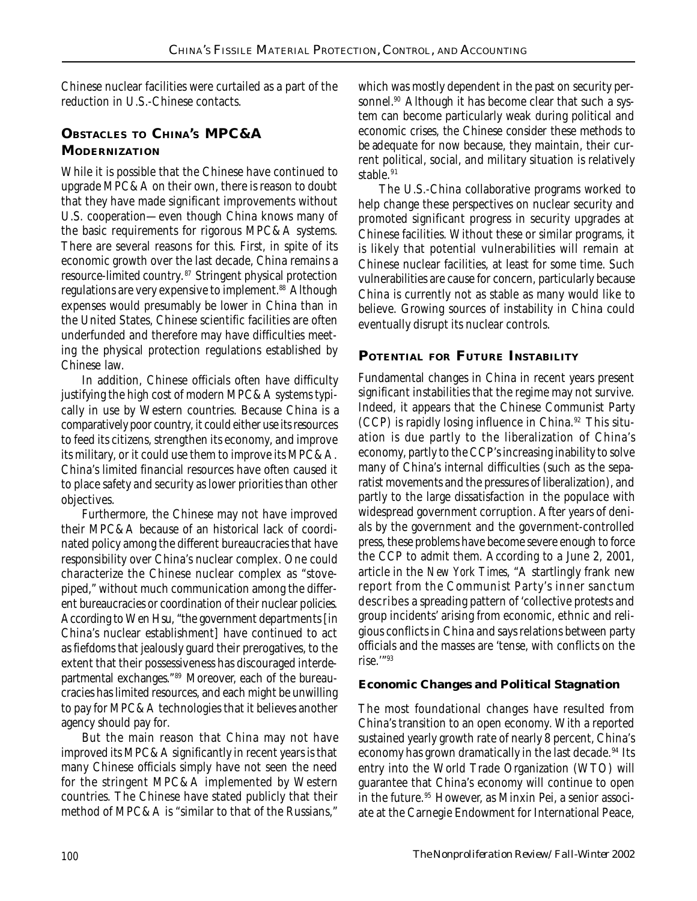Chinese nuclear facilities were curtailed as a part of the reduction in U.S.-Chinese contacts.

## OBSTACLES TO CHINA'S MPC&A MODERNIZATION

While it is possible that the Chinese have continued to upgrade MPC&A on their own, there is reason to doubt that they have made significant improvements without U.S. cooperation—even though China knows many of the basic requirements for rigorous MPC&A systems. There are several reasons for this. First, in spite of its economic growth over the last decade, China remains a resource-limited country.[87] Stringent physical protection regulations are very expensive to implement.[88] Although expenses would presumably be lower in China than in the United States, Chinese scientific facilities are often underfunded and therefore may have difficulties meeting the physical protection regulations established by Chinese law.

In addition, Chinese officials often have difficulty justifying the high cost of modern MPC&A systems typically in use by Western countries. Because China is a comparatively poor country, it could either use its resources to feed its citizens, strengthen its economy, and improve its military, or it could use them to improve its MPC&A. China's limited financial resources have often caused it to place safety and security as lower priorities than other objectives.

Furthermore, the Chinese may not have improved their MPC&A because of an historical lack of coordinated policy among the different bureaucracies that have responsibility over China's nuclear complex. One could characterize the Chinese nuclear complex as "stovepiped," without much communication among the different bureaucracies or coordination of their nuclear policies. According to Wen Hsu, "the government departments [in China's nuclear establishment] have continued to act as fiefdoms that jealously guard their prerogatives, to the extent that their possessiveness has discouraged interdepartmental exchanges."[89] Moreover, each of the bureaucracies has limited resources, and each might be unwilling to pay for MPC&A technologies that it believes another agency should pay for.

But the main reason that China may not have improved its MPC&A significantly in recent years is that many Chinese officials simply have not seen the need for the stringent MPC&A implemented by Western countries. The Chinese have stated publicly that their method of MPC&A is "similar to that of the Russians," which was mostly dependent in the past on security personnel.[90] Although it has become clear that such a system can become particularly weak during political and economic crises, the Chinese consider these methods to be adequate for now because, they maintain, their current political, social, and military situation is relatively stable.[91]

The U.S.-China collaborative programs worked to help change these perspectives on nuclear security and promoted significant progress in security upgrades at Chinese facilities. Without these or similar programs, it is likely that potential vulnerabilities will remain at Chinese nuclear facilities, at least for some time. Such vulnerabilities are cause for concern, particularly because China is currently not as stable as many would like to believe. Growing sources of instability in China could eventually disrupt its nuclear controls.

## POTENTIAL FOR FUTURE INSTABILITY

Fundamental changes in China in recent years present significant instabilities that the regime may not survive. Indeed, it appears that the Chinese Communist Party (CCP) is rapidly losing influence in China.[92] This situation is due partly to the liberalization of China's economy, partly to the CCP's increasing inability to solve many of China's internal difficulties (such as the separatist movements and the pressures of liberalization), and partly to the large dissatisfaction in the populace with widespread government corruption. After years of denials by the government and the government-controlled press, these problems have become severe enough to force the CCP to admit them. According to a June 2, 2001, article in the *New York Times*, "A startlingly frank new report from the Communist Party's inner sanctum describes a spreading pattern of 'collective protests and group incidents' arising from economic, ethnic and religious conflicts in China and says relations between party officials and the masses are 'tense, with conflicts on the rise.'"[93]

### Economic Changes and Political Stagnation

The most foundational changes have resulted from China's transition to an open economy. With a reported sustained yearly growth rate of nearly 8 percent, China's economy has grown dramatically in the last decade.[94] Its entry into the World Trade Organization (WTO) will guarantee that China's economy will continue to open in the future.[95] However, as Minxin Pei, a senior associate at the Carnegie Endowment for International Peace,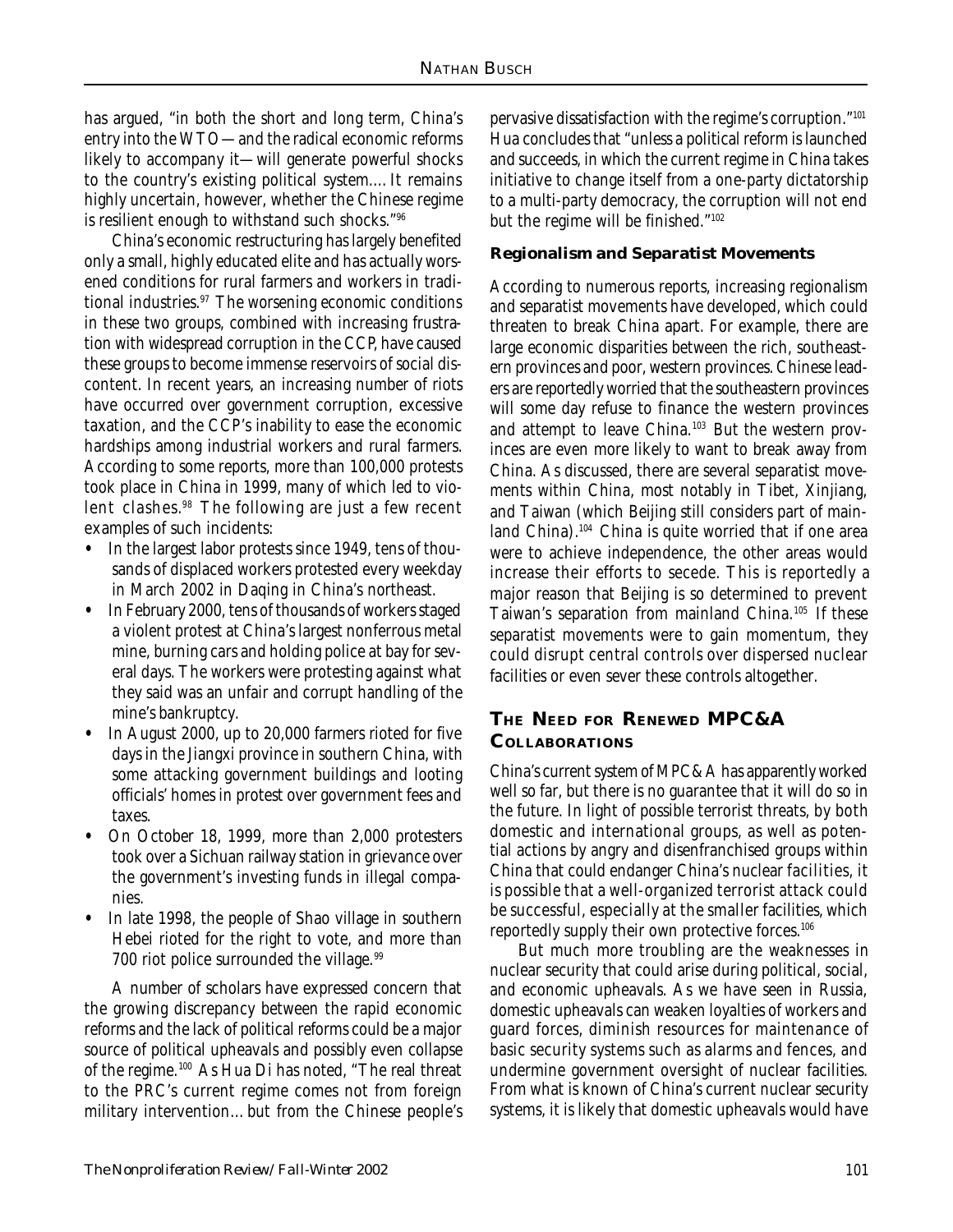has argued, "in both the short and long term, China's entry into the WTO—and the radical economic reforms likely to accompany it—will generate powerful shocks to the country's existing political system.... It remains highly uncertain, however, whether the Chinese regime is resilient enough to withstand such shocks."[96]

China's economic restructuring has largely benefited only a small, highly educated elite and has actually worsened conditions for rural farmers and workers in traditional industries.[97] The worsening economic conditions in these two groups, combined with increasing frustration with widespread corruption in the CCP, have caused these groups to become immense reservoirs of social discontent. In recent years, an increasing number of riots have occurred over government corruption, excessive taxation, and the CCP's inability to ease the economic hardships among industrial workers and rural farmers. According to some reports, more than 100,000 protests took place in China in 1999, many of which led to violent clashes.[98] The following are just a few recent examples of such incidents:

- In the largest labor protests since 1949, tens of thousands of displaced workers protested every weekday in March 2002 in Daqing in China's northeast.
- In February 2000, tens of thousands of workers staged a violent protest at China's largest nonferrous metal mine, burning cars and holding police at bay for several days. The workers were protesting against what they said was an unfair and corrupt handling of the mine's bankruptcy.
- In August 2000, up to 20,000 farmers rioted for five days in the Jiangxi province in southern China, with some attacking government buildings and looting officials' homes in protest over government fees and taxes.
- On October 18, 1999, more than 2,000 protesters took over a Sichuan railway station in grievance over the government's investing funds in illegal companies.
- In late 1998, the people of Shao village in southern Hebei rioted for the right to vote, and more than 700 riot police surrounded the village.[99]

A number of scholars have expressed concern that the growing discrepancy between the rapid economic reforms and the lack of political reforms could be a major source of political upheavals and possibly even collapse of the regime.[100] As Hua Di has noted, "The real threat to the PRC's current regime comes not from foreign military intervention... but from the Chinese people's pervasive dissatisfaction with the regime's corruption."[101] Hua concludes that "unless a political reform is launched and succeeds, in which the current regime in China takes initiative to change itself from a one-party dictatorship to a multi-party democracy, the corruption will not end but the regime will be finished."[102]

### Regionalism and Separatist Movements

According to numerous reports, increasing regionalism and separatist movements have developed, which could threaten to break China apart. For example, there are large economic disparities between the rich, southeastern provinces and poor, western provinces. Chinese leaders are reportedly worried that the southeastern provinces will some day refuse to finance the western provinces and attempt to leave China.[103] But the western provinces are even more likely to want to break away from China. As discussed, there are several separatist movements within China, most notably in Tibet, Xinjiang, and Taiwan (which Beijing still considers part of mainland China).[104] China is quite worried that if one area were to achieve independence, the other areas would increase their efforts to secede. This is reportedly a major reason that Beijing is so determined to prevent Taiwan's separation from mainland China.[105] If these separatist movements were to gain momentum, they could disrupt central controls over dispersed nuclear facilities or even sever these controls altogether.

## THE NEED FOR RENEWED MPC&A COLLABORATIONS

China's current system of MPC&A has apparently worked well so far, but there is no guarantee that it will do so in the future. In light of possible terrorist threats, by both domestic and international groups, as well as potential actions by angry and disenfranchised groups within China that could endanger China's nuclear facilities, it is possible that a well-organized terrorist attack could be successful, especially at the smaller facilities, which reportedly supply their own protective forces.[106]

But much more troubling are the weaknesses in nuclear security that could arise during political, social, and economic upheavals. As we have seen in Russia, domestic upheavals can weaken loyalties of workers and guard forces, diminish resources for maintenance of basic security systems such as alarms and fences, and undermine government oversight of nuclear facilities. From what is known of China's current nuclear security systems, it is likely that domestic upheavals would have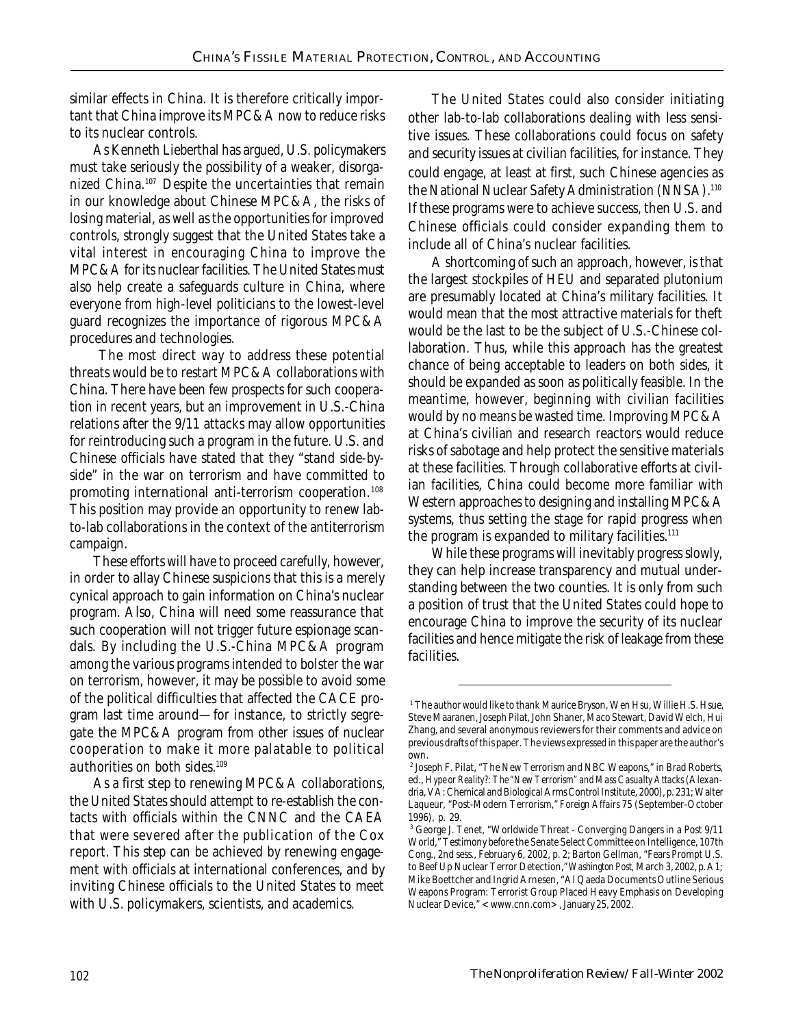similar effects in China. It is therefore critically important that China improve its MPC&A now to reduce risks to its nuclear controls.

As Kenneth Lieberthal has argued, U.S. policymakers must take seriously the possibility of a weaker, disorganized China.[107] Despite the uncertainties that remain in our knowledge about Chinese MPC&A, the risks of losing material, as well as the opportunities for improved controls, strongly suggest that the United States take a vital interest in encouraging China to improve the MPC&A for its nuclear facilities. The United States must also help create a safeguards culture in China, where everyone from high-level politicians to the lowest-level guard recognizes the importance of rigorous MPC&A procedures and technologies.

The most direct way to address these potential threats would be to restart MPC&A collaborations with China. There have been few prospects for such cooperation in recent years, but an improvement in U.S.-China relations after the 9/11 attacks may allow opportunities for reintroducing such a program in the future. U.S. and Chinese officials have stated that they "stand side-by-side" in the war on terrorism and have committed to promoting international anti-terrorism cooperation.[108] This position may provide an opportunity to renew lab-to-lab collaborations in the context of the antiterrorism campaign.

These efforts will have to proceed carefully, however, in order to allay Chinese suspicions that this is a merely cynical approach to gain information on China's nuclear program. Also, China will need some reassurance that such cooperation will not trigger future espionage scandals. By including the U.S.-China MPC&A program among the various programs intended to bolster the war on terrorism, however, it may be possible to avoid some of the political difficulties that affected the CACE program last time around—for instance, to strictly segregate the MPC&A program from other issues of nuclear cooperation to make it more palatable to political authorities on both sides.[109]

As a first step to renewing MPC&A collaborations, the United States should attempt to re-establish the contacts with officials within the CNNC and the CAEA that were severed after the publication of the Cox report. This step can be achieved by renewing engagement with officials at international conferences, and by inviting Chinese officials to the United States to meet with U.S. policymakers, scientists, and academics.

The United States could also consider initiating other lab-to-lab collaborations dealing with less sensitive issues. These collaborations could focus on safety and security issues at civilian facilities, for instance. They could engage, at least at first, such Chinese agencies as the National Nuclear Safety Administration (NNSA).[110] If these programs were to achieve success, then U.S. and Chinese officials could consider expanding them to include all of China's nuclear facilities.

A shortcoming of such an approach, however, is that the largest stockpiles of HEU and separated plutonium are presumably located at China's military facilities. It would mean that the most attractive materials for theft would be the last to be the subject of U.S.-Chinese collaboration. Thus, while this approach has the greatest chance of being acceptable to leaders on both sides, it should be expanded as soon as politically feasible. In the meantime, however, beginning with civilian facilities would by no means be wasted time. Improving MPC&A at China's civilian and research reactors would reduce risks of sabotage and help protect the sensitive materials at these facilities. Through collaborative efforts at civilian facilities, China could become more familiar with Western approaches to designing and installing MPC&A systems, thus setting the stage for rapid progress when the program is expanded to military facilities.[111]

While these programs will inevitably progress slowly, they can help increase transparency and mutual understanding between the two counties. It is only from such a position of trust that the United States could hope to encourage China to improve the security of its nuclear facilities and hence mitigate the risk of leakage from these facilities.

---

[1] The author would like to thank Maurice Bryson, Wen Hsu, Willie H.S. Hsue, Steve Maaranen, Joseph Pilat, John Shaner, Maco Stewart, David Welch, Hui Zhang, and several anonymous reviewers for their comments and advice on previous drafts of this paper. The views expressed in this paper are the author's own.

[2] Joseph F. Pilat, "The New Terrorism and NBC Weapons," in Brad Roberts, ed., *Hype or Reality?: The "New Terrorism" and Mass Casualty Attacks* (Alexandria, VA: Chemical and Biological Arms Control Institute, 2000), p. 231; Walter Laqueur, "Post-Modern Terrorism," *Foreign Affairs* 75 (September-October 1996), p. 29.

[3] George J. Tenet, "Worldwide Threat - Converging Dangers in a Post 9/11 World," Testimony before the Senate Select Committee on Intelligence, 107th Cong., 2nd sess., February 6, 2002, p. 2; Barton Gellman, "Fears Prompt U.S. to Beef Up Nuclear Terror Detection," *Washington Post*, March 3, 2002, p. A1; Mike Boettcher and Ingrid Arnesen, "Al Qaeda Documents Outline Serious Weapons Program: Terrorist Group Placed Heavy Emphasis on Developing Nuclear Device," <www.cnn.com>, January 25, 2002.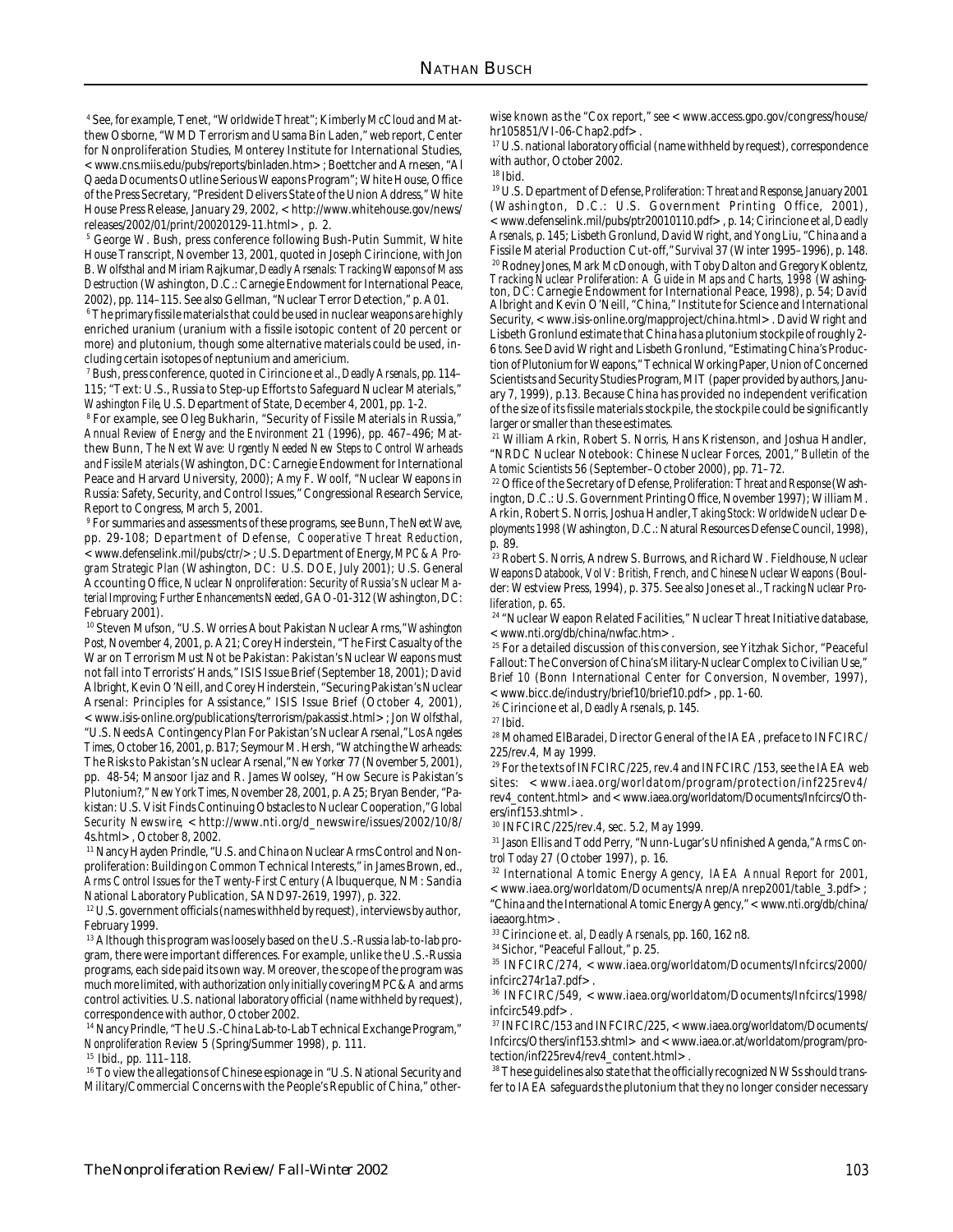[4] See, for example, Tenet, "Worldwide Threat"; Kimberly McCloud and Matthew Osborne, "WMD Terrorism and Usama Bin Laden," web report, Center for Nonproliferation Studies, Monterey Institute for International Studies, <www.cns.miis.edu/pubs/reports/binladen.htm>; Boettcher and Arnesen, "Al Qaeda Documents Outline Serious Weapons Program"; White House, Office of the Press Secretary, "President Delivers State of the Union Address," White House Press Release, January 29, 2002, <http://www.whitehouse.gov/news/releases/2002/01/print/20020129-11.html>, p. 2.

[5] George W. Bush, press conference following Bush-Putin Summit, White House Transcript, November 13, 2001, quoted in Joseph Cirincione, with Jon B. Wolfsthal and Miriam Rajkumar, *Deadly Arsenals: Tracking Weapons of Mass Destruction* (Washington, D.C.: Carnegie Endowment for International Peace, 2002), pp. 114–115. See also Gellman, "Nuclear Terror Detection," p. A01.

[6] The primary fissile materials that could be used in nuclear weapons are highly enriched uranium (uranium with a fissile isotopic content of 20 percent or more) and plutonium, though some alternative materials could be used, including certain isotopes of neptunium and americium.

[7] Bush, press conference, quoted in Cirincione et al., *Deadly Arsenals*, pp. 114–115; "Text: U.S., Russia to Step-up Efforts to Safeguard Nuclear Materials," *Washington File*, U.S. Department of State, December 4, 2001, pp. 1-2.

[8] For example, see Oleg Bukharin, "Security of Fissile Materials in Russia," *Annual Review of Energy and the Environment* 21 (1996), pp. 467–496; Matthew Bunn, *The Next Wave: Urgently Needed New Steps to Control Warheads and Fissile Materials* (Washington, DC: Carnegie Endowment for International Peace and Harvard University, 2000); Amy F. Woolf, "Nuclear Weapons in Russia: Safety, Security, and Control Issues," Congressional Research Service, Report to Congress, March 5, 2001.

[9] For summaries and assessments of these programs, see Bunn, *The Next Wave*, pp. 29-108; Department of Defense, *Cooperative Threat Reduction*, <www.defenselink.mil/pubs/ctr/>; U.S. Department of Energy, *MPC&A Program Strategic Plan* (Washington, DC: U.S. DOE, July 2001); U.S. General Accounting Office, *Nuclear Nonproliferation: Security of Russia's Nuclear Material Improving; Further Enhancements Needed*, GAO-01-312 (Washington, DC: February 2001).

[10] Steven Mufson, "U.S. Worries About Pakistan Nuclear Arms," *Washington Post*, November 4, 2001, p. A21; Corey Hinderstein, "The First Casualty of the War on Terrorism Must Not be Pakistan: Pakistan's Nuclear Weapons must not fall into Terrorists' Hands," ISIS Issue Brief (September 18, 2001); David Albright, Kevin O'Neill, and Corey Hinderstein, "Securing Pakistan's Nuclear Arsenal: Principles for Assistance," ISIS Issue Brief (October 4, 2001), <www.isis-online.org/publications/terrorism/pakassist.html>; Jon Wolfsthal, "U.S. Needs A Contingency Plan For Pakistan's Nuclear Arsenal," *Los Angeles Times*, October 16, 2001, p. B17; Seymour M. Hersh, "Watching the Warheads: The Risks to Pakistan's Nuclear Arsenal," *New Yorker* 77 (November 5, 2001), pp. 48-54; Mansoor Ijaz and R. James Woolsey, "How Secure is Pakistan's Plutonium?," *New York Times*, November 28, 2001, p. A25; Bryan Bender, "Pakistan: U.S. Visit Finds Continuing Obstacles to Nuclear Cooperation," *Global Security Newswire*, <http://www.nti.org/d_newswire/issues/2002/10/8/4s.html>, October 8, 2002.

[11] Nancy Hayden Prindle, "U.S. and China on Nuclear Arms Control and Nonproliferation: Building on Common Technical Interests," in James Brown, ed., *Arms Control Issues for the Twenty-First Century* (Albuquerque, NM: Sandia National Laboratory Publication, SAND97-2619, 1997), p. 322.

[12] U.S. government officials (names withheld by request), interviews by author, February 1999.

[13] Although this program was loosely based on the U.S.-Russia lab-to-lab program, there were important differences. For example, unlike the U.S.-Russia programs, each side paid its own way. Moreover, the scope of the program was much more limited, with authorization only initially covering MPC&A and arms control activities. U.S. national laboratory official (name withheld by request), correspondence with author, October 2002.

[14] Nancy Prindle, "The U.S.-China Lab-to-Lab Technical Exchange Program," *Nonproliferation Review* 5 (Spring/Summer 1998), p. 111.

[15] Ibid., pp. 111–118.

[16] To view the allegations of Chinese espionage in "U.S. National Security and Military/Commercial Concerns with the People's Republic of China," otherwise known as the "Cox report," see <www.access.gpo.gov/congress/house/hr105851/VI-06-Chap2.pdf>.

[17] U.S. national laboratory official (name withheld by request), correspondence with author, October 2002.

[18] Ibid.

[19] U.S. Department of Defense, *Proliferation: Threat and Response*, January 2001 (Washington, D.C.: U.S. Government Printing Office, 2001), <www.defenselink.mil/pubs/ptr20010110.pdf>, p. 14; Cirincione et al, *Deadly Arsenals*, p. 145; Lisbeth Gronlund, David Wright, and Yong Liu, "China and a Fissile Material Production Cut-off," *Survival* 37 (Winter 1995–1996), p. 148.

[20] Rodney Jones, Mark McDonough, with Toby Dalton and Gregory Koblentz, *Tracking Nuclear Proliferation: A Guide in Maps and Charts, 1998* (Washington, DC: Carnegie Endowment for International Peace, 1998), p. 54; David Albright and Kevin O'Neill, "China," Institute for Science and International Security, <www.isis-online.org/mapproject/china.html>. David Wright and Lisbeth Gronlund estimate that China has a plutonium stockpile of roughly 2-6 tons. See David Wright and Lisbeth Gronlund, "Estimating China's Production of Plutonium for Weapons," Technical Working Paper, Union of Concerned Scientists and Security Studies Program, MIT (paper provided by authors, January 7, 1999), p.13. Because China has provided no independent verification of the size of its fissile materials stockpile, the stockpile could be significantly larger or smaller than these estimates.

[21] William Arkin, Robert S. Norris, Hans Kristenson, and Joshua Handler, "NRDC Nuclear Notebook: Chinese Nuclear Forces, 2001," *Bulletin of the Atomic Scientists* 56 (September–October 2000), pp. 71–72.

[22] Office of the Secretary of Defense, *Proliferation: Threat and Response* (Washington, D.C.: U.S. Government Printing Office, November 1997); William M. Arkin, Robert S. Norris, Joshua Handler, *Taking Stock: Worldwide Nuclear Deployments 1998* (Washington, D.C.: Natural Resources Defense Council, 1998), p. 89.

[23] Robert S. Norris, Andrew S. Burrows, and Richard W. Fieldhouse, *Nuclear Weapons Databook, Vol V: British, French, and Chinese Nuclear Weapons* (Boulder: Westview Press, 1994), p. 375. See also Jones et al., *Tracking Nuclear Proliferation*, p. 65.

[24] "Nuclear Weapon Related Facilities," Nuclear Threat Initiative database, <www.nti.org/db/china/nwfac.htm>.

[25] For a detailed discussion of this conversion, see Yitzhak Sichor, "Peaceful Fallout: The Conversion of China's Military-Nuclear Complex to Civilian Use," *Brief 10* (Bonn International Center for Conversion, November, 1997), <www.bicc.de/industry/brief10/brief10.pdf>, pp. 1-60.

[26] Cirincione et al, *Deadly Arsenals*, p. 145.

[27] Ibid.

[28] Mohamed ElBaradei, Director General of the IAEA, preface to INFCIRC/225/rev.4, May 1999.

[29] For the texts of INFCIRC/225, rev.4 and INFCIRC/153, see the IAEA web sites: <www.iaea.org/worldatom/program/protection/inf225rev4/rev4_content.html> and <www.iaea.org/worldatom/Documents/Infcircs/Others/inf153.shtml>.

[30] INFCIRC/225/rev.4, sec. 5.2, May 1999.

[31] Jason Ellis and Todd Perry, "Nunn-Lugar's Unfinished Agenda," *Arms Control Today* 27 (October 1997), p. 16.

[32] International Atomic Energy Agency, *IAEA Annual Report for 2001*, <www.iaea.org/worldatom/Documents/Anrep/Anrep2001/table_3.pdf>; "China and the International Atomic Energy Agency," <www.nti.org/db/china/iaeaorg.htm>.

[33] Cirincione et. al, *Deadly Arsenals*, pp. 160, 162 n8.

[34] Sichor, "Peaceful Fallout," p. 25.

[35] INFCIRC/274, <www.iaea.org/worldatom/Documents/Infcircs/2000/infcirc274r1a7.pdf>.

[36] INFCIRC/549, <www.iaea.org/worldatom/Documents/Infcircs/1998/infcirc549.pdf>.

[37] INFCIRC/153 and INFCIRC/225, <www.iaea.org/worldatom/Documents/Infcircs/Others/inf153.shtml> and <www.iaea.or.at/worldatom/program/protection/inf225rev4/rev4_content.html>.

[38] These guidelines also state that the officially recognized NWSs should transfer to IAEA safeguards the plutonium that they no longer consider necessary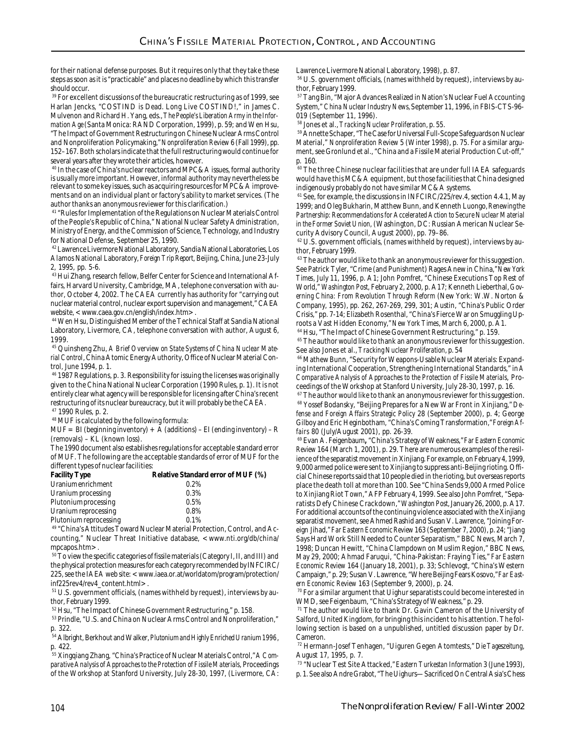for their national defense purposes. But it requires only that they take these steps as soon as it is "practicable" and places no deadline by which this transfer should occur.

[39] For excellent discussions of the bureaucratic restructuring as of 1999, see Harlan Jencks, "COSTIND is Dead. Long Live COSTIND!," in James C. Mulvenon and Richard H. Yang, eds., *The People's Liberation Army in the Information Age* (Santa Monica: RAND Corporation, 1999), p. 59; and Wen Hsu, "The Impact of Government Restructuring on Chinese Nuclear Arms Control and Nonproliferation Policymaking," *Nonproliferation Review* 6 (Fall 1999), pp. 152–167. Both scholars indicate that the full restructuring would continue for several years after they wrote their articles, however.

[40] In the case of China's nuclear reactors and MPC&A issues, formal authority is usually more important. However, informal authority may nevertheless be relevant to some key issues, such as acquiring resources for MPC&A improvements and on an individual plant or factory's ability to market services. (The author thanks an anonymous reviewer for this clarification.)

[41] "Rules for Implementation of the Regulations on Nuclear Materials Control of the People's Republic of China," National Nuclear Safety Administration, Ministry of Energy, and the Commission of Science, Technology, and Industry for National Defense, September 25, 1990.

[42] Lawrence Livermore National Laboratory, Sandia National Laboratories, Los Alamos National Laboratory, *Foreign Trip Report*, Beijing, China, June 23-July 2, 1995, pp. 5-6.

[43] Hui Zhang, research fellow, Belfer Center for Science and International Affairs, Harvard University, Cambridge, MA, telephone conversation with author, October 4, 2002. The CAEA currently has authority for "carrying out nuclear material control, nuclear export supervision and management," CAEA website, <www.caea.gov.cn/english/index.htm>.

[44] Wen Hsu, Distinguished Member of the Technical Staff at Sandia National Laboratory, Livermore, CA, telephone conversation with author, August 6, 1999.

[45] Quinsheng Zhu, *A Brief Overview on State Systems of China Nuclear Material Control*, China Atomic Energy Authority, Office of Nuclear Material Control, June 1994, p. 1.

[46] 1987 Regulations, p. 3. Responsibility for issuing the licenses was originally given to the China National Nuclear Corporation (1990 Rules, p. 1). It is not entirely clear what agency will be responsible for licensing after China's recent restructuring of its nuclear bureaucracy, but it will probably be the CAEA.

[47] 1990 Rules, p. 2.

[48] MUF is calculated by the following formula:

MUF = BI (beginning inventory) + A (additions) – EI (ending inventory) – R (removals) – KL (known loss).

The 1990 document also establishes regulations for acceptable standard error of MUF. The following are the acceptable standards of error of MUF for the different types of nuclear facilities:

| Facility Type | Relative Standard error of MUF (%) |
|---|---|
| Uranium enrichment | 0.2% |
| Uranium processing | 0.3% |
| Plutonium processing | 0.5% |
| Uranium reprocessing | 0.8% |
| Plutonium reprocessing | 0.1% |

[49] "China's Attitudes Toward Nuclear Material Protection, Control, and Accounting," Nuclear Threat Initiative database, <www.nti.org/db/china/mpcapos.htm>.

[50] To view the specific categories of fissile materials (Category I, II, and III) and the physical protection measures for each category recommended by INFCIRC/225, see the IAEA web site: <www.iaea.or.at/worldatom/program/protection/inf225rev4/rev4_content.html>.

[51] U.S. government officials, (names withheld by request), interviews by author, February 1999.

[52] Hsu, "The Impact of Chinese Government Restructuring," p. 158.

[53] Prindle, "U.S. and China on Nuclear Arms Control and Nonproliferation," p. 322.

[54] Albright, Berkhout and Walker, *Plutonium and Highly Enriched Uranium 1996*, p. 422.

[55] Xingqiang Zhang, "China's Practice of Nuclear Materials Control," *A Comparative Analysis of Approaches to the Protection of Fissile Materials*, Proceedings of the Workshop at Stanford University, July 28-30, 1997, (Livermore, CA: Lawrence Livermore National Laboratory, 1998), p. 87.

[56] U.S. government officials, (names withheld by request), interviews by author, February 1999.

[57] Tang Bin, "Major Advances Realized in Nation's Nuclear Fuel Accounting System," *China Nuclear Industry News*, September 11, 1996, in FBIS-CTS-96-019 (September 11, 1996).

[58] Jones et al., *Tracking Nuclear Proliferation*, p. 55.

[59] Annette Schaper, "The Case for Universal Full-Scope Safeguards on Nuclear Material," *Nonproliferation Review* 5 (Winter 1998), p. 75. For a similar argument, see Gronlund et al., "China and a Fissile Material Production Cut-off," p. 160.

[60] The three Chinese nuclear facilities that are under full IAEA safeguards would have this MC&A equipment, but those facilities that China designed indigenously probably do not have similar MC&A systems.

[61] See, for example, the discussions in INFCIRC/225/rev.4, section 4.4.1, May 1999; and Oleg Bukharin, Matthew Bunn, and Kenneth Luongo, *Renewing the Partnership: Recommendations for Accelerated Action to Secure Nuclear Material in the Former Soviet Union*, (Washington, DC: Russian American Nuclear Security Advisory Council, August 2000), pp. 79–86.

[62] U.S. government officials, (names withheld by request), interviews by author, February 1999.

[63] The author would like to thank an anonymous reviewer for this suggestion. See Patrick Tyler, "Crime (and Punishment) Rages Anew in China," *New York Times*, July 11, 1996, p. A1; John Pomfret, "Chinese Executions Top Rest of World," *Washington Post*, February 2, 2000, p. A17; Kenneth Lieberthal, *Governing China: From Revolution Through Reform* (New York: W.W. Norton & Company, 1995), pp. 262, 267-269, 299, 301; Austin, "China's Public Order Crisis," pp. 7-14; Elizabeth Rosenthal, "China's Fierce War on Smuggling Uproots a Vast Hidden Economy," *New York Times*, March 6, 2000, p. A1.

[64] Hsu, "The Impact of Chinese Government Restructuring," p. 159.

[65] The author would like to thank an anonymous reviewer for this suggestion. See also Jones et al., *Tracking Nuclear Proliferation*, p. 54

[66] Mathew Bunn, "Security for Weapons-Usable Nuclear Materials: Expanding International Cooperation, Strengthening International Standards," in *A Comparative Analysis of Approaches to the Protection of Fissile Materials*, Proceedings of the Workshop at Stanford University, July 28-30, 1997, p. 16.

[67] The author would like to thank an anonymous reviewer for this suggestion.

[68] Yossef Bodansky, "Beijing Prepares for a New War Front in Xinjiang," *Defense and Foreign Affairs Strategic Policy* 28 (September 2000), p. 4; George Gilboy and Eric Heginbotham, "China's Coming Transformation," *Foreign Affairs* 80 (July/August 2001), pp. 26-39.

[69] Evan A. Feigenbaum, "China's Strategy of Weakness," *Far Eastern Economic Review* 164 (March 1, 2001), p. 29. There are numerous examples of the resilience of the separatist movement in Xinjiang. For example, on February 4, 1999, 9,000 armed police were sent to Xinjiang to suppress anti-Beijing rioting. Official Chinese reports said that 10 people died in the rioting, but overseas reports place the death toll at more than 100. See "China Sends 9,000 Armed Police to Xinjiang Riot Town," AFP February 4, 1999. See also John Pomfret, "Separatists Defy Chinese Crackdown," *Washington Post*, January 26, 2000, p. A17. For additional accounts of the continuing violence associated with the Xinjiang separatist movement, see Ahmed Rashid and Susan V. Lawrence, "Joining Foreign Jihad," *Far Eastern Economic Review* 163 (September 7, 2000), p. 24; "Jiang Says Hard Work Still Needed to Counter Separatism," BBC News, March 7, 1998; Duncan Hewitt, "China Clampdown on Muslim Region," BBC News, May 29, 2000; Ahmad Faruqui, "China-Pakistan: Fraying Ties," *Far Eastern Economic Review* 164 (January 18, 2001), p. 33; Schlevogt, "China's Western Campaign," p. 29; Susan V. Lawrence, "Where Beijing Fears Kosovo," *Far Eastern Economic Review* 163 (September 9, 2000), p. 24.

[70] For a similar argument that Uighur separatists could become interested in WMD, see Feigenbaum, "China's Strategy of Weakness," p. 29.

[71] The author would like to thank Dr. Gavin Cameron of the University of Salford, United Kingdom, for bringing this incident to his attention. The following section is based on a unpublished, untitled discussion paper by Dr. Cameron.

[72] Hermann-Josef Tenhagen, "Uiguren Gegen Atomtests," *Die Tageszeitung*, August 17, 1995, p. 7.

[73] "Nuclear Test Site Attacked," *Eastern Turkestan Information* 3 (June 1993), p. 1. See also Andre Grabot, "The Uighurs—Sacrificed On Central Asia's Chess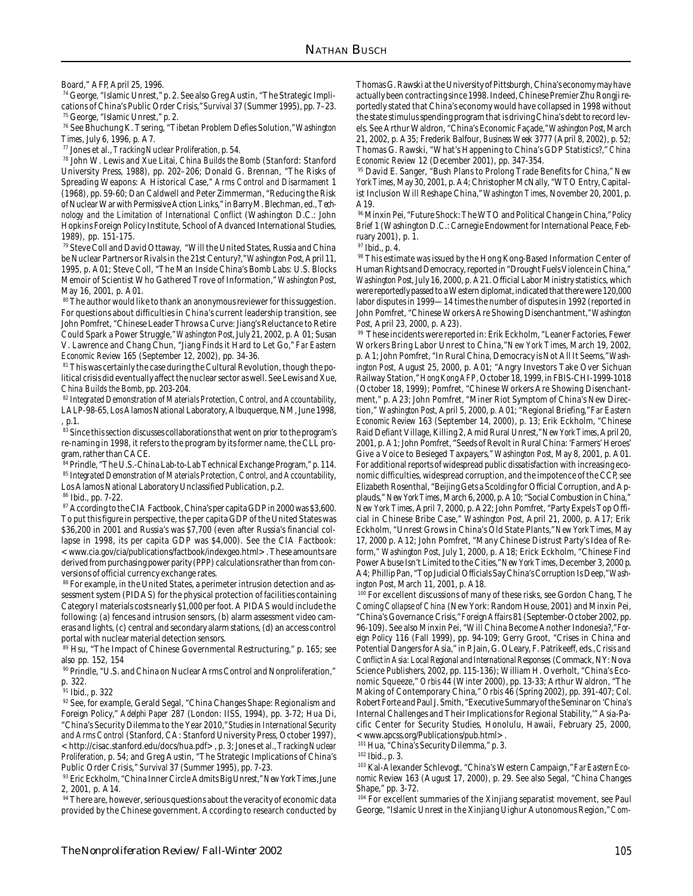Board," AFP, April 25, 1996.

[74] George, "Islamic Unrest," p. 2. See also Greg Austin, "The Strategic Implications of China's Public Order Crisis," *Survival* 37 (Summer 1995), pp. 7–23.

[75] George, "Islamic Unrest," p. 2.

[76] See Bhuchung K. Tsering, "Tibetan Problem Defies Solution," *Washington Times*, July 6, 1996, p. A7.

[77] Jones et al., *Tracking Nuclear Proliferation*, p. 54.

[78] John W. Lewis and Xue Litai, *China Builds the Bomb* (Stanford: Stanford University Press, 1988), pp. 202–206; Donald G. Brennan, "The Risks of Spreading Weapons: A Historical Case," *Arms Control and Disarmament* 1 (1968), pp. 59-60; Dan Caldwell and Peter Zimmerman, "Reducing the Risk of Nuclear War with Permissive Action Links," in Barry M. Blechman, ed., *Technology and the Limitation of International Conflict* (Washington D.C.: John Hopkins Foreign Policy Institute, School of Advanced International Studies, 1989), pp. 151-175.

[79] Steve Coll and David Ottaway, "Will the United States, Russia and China be Nuclear Partners or Rivals in the 21st Century?," *Washington Post*, April 11, 1995, p. A01; Steve Coll, "The Man Inside China's Bomb Labs: U.S. Blocks Memoir of Scientist Who Gathered Trove of Information," *Washington Post*, May 16, 2001, p. A01.

[80] The author would like to thank an anonymous reviewer for this suggestion. For questions about difficulties in China's current leadership transition, see John Pomfret, "Chinese Leader Throws a Curve: Jiang's Reluctance to Retire Could Spark a Power Struggle," *Washington Post*, July 21, 2002, p. A 01; Susan V. Lawrence and Chang Chun, "Jiang Finds it Hard to Let Go," *Far Eastern Economic Review* 165 (September 12, 2002), pp. 34-36.

[81] This was certainly the case during the Cultural Revolution, though the political crisis did eventually affect the nuclear sector as well. See Lewis and Xue, *China Builds the Bomb*, pp. 203-204.

[82] *Integrated Demonstration of Materials Protection, Control, and Accountability*, LALP-98-65, Los Alamos National Laboratory, Albuquerque, NM, June 1998, , p.1.

[83] Since this section discusses collaborations that went on prior to the program's re-naming in 1998, it refers to the program by its former name, the CLL program, rather than CACE.

[84] Prindle, "The U.S.-China Lab-to-Lab Technical Exchange Program," p. 114.

[85] *Integrated Demonstration of Materials Protection, Control, and Accountability*, Los Alamos National Laboratory Unclassified Publication, p.2.

[86] Ibid., pp. 7-22.

[87] According to the CIA Factbook, China's per capita GDP in 2000 was $3,600. To put this figure in perspective, the per capita GDP of the United States was $36,200 in 2001 and Russia's was $7,700 (even after Russia's financial collapse in 1998, its per capita GDP was $4,000). See the CIA Factbook: <www.cia.gov/cia/publications/factbook/indexgeo.html>. These amounts are derived from purchasing power parity (PPP) calculations rather than from conversions of official currency exchange rates.

[88] For example, in the United States, a perimeter intrusion detection and assessment system (PIDAS) for the physical protection of facilities containing Category I materials costs nearly $1,000 per foot. A PIDAS would include the following: (a) fences and intrusion sensors, (b) alarm assessment video cameras and lights, (c) central and secondary alarm stations, (d) an access control portal with nuclear material detection sensors.

[89] Hsu, "The Impact of Chinese Governmental Restructuring," p. 165; see also pp. 152, 154

[90] Prindle, "U.S. and China on Nuclear Arms Control and Nonproliferation," p. 322.

[91] Ibid., p. 322

[92] See, for example, Gerald Segal, "China Changes Shape: Regionalism and Foreign Policy," *Adelphi Paper* 287 (London: IISS, 1994), pp. 3-72; Hua Di, "China's Security Dilemma to the Year 2010," *Studies in International Security and Arms Control* (Stanford, CA: Stanford University Press, October 1997), <http://cisac.stanford.edu/docs/hua.pdf>, p. 3; Jones et al., *Tracking Nuclear Proliferation*, p. 54; and Greg Austin, "The Strategic Implications of China's Public Order Crisis," *Survival* 37 (Summer 1995), pp. 7-23.

[93] Eric Eckholm, "China Inner Circle Admits Big Unrest," *New York Times*, June 2, 2001, p. A14.

[94] There are, however, serious questions about the veracity of economic data provided by the Chinese government. According to research conducted by Thomas G. Rawski at the University of Pittsburgh, China's economy may have actually been contracting since 1998. Indeed, Chinese Premier Zhu Rongji reportedly stated that China's economy would have collapsed in 1998 without the state stimulus spending program that is driving China's debt to record levels. See Arthur Waldron, "China's Economic Façade," *Washington Post*, March 21, 2002, p. A35; Frederik Balfour, *Business Week* 3777 (April 8, 2002), p. 52; Thomas G. Rawski, "What's Happening to China's GDP Statistics?," *China Economic Review* 12 (December 2001), pp. 347-354.

[95] David E. Sanger, "Bush Plans to Prolong Trade Benefits for China," *New York Times*, May 30, 2001, p. A4; Christopher McNally, "WTO Entry, Capitalist Inclusion Will Reshape China," *Washington Times*, November 20, 2001, p. A19.

[96] Minxin Pei, "Future Shock: The WTO and Political Change in China," *Policy Brief* 1 (Washington D.C.: Carnegie Endowment for International Peace, February 2001), p. 1.

[97] Ibid., p. 4.

[98] This estimate was issued by the Hong Kong-Based Information Center of Human Rights and Democracy, reported in "Drought Fuels Violence in China," *Washington Post*, July 16, 2000, p. A21. Official Labor Ministry statistics, which were reportedly passed to a Western diplomat, indicated that there were 120,000 labor disputes in 1999—14 times the number of disputes in 1992 (reported in John Pomfret, "Chinese Workers Are Showing Disenchantment," *Washington Post*, April 23, 2000, p. A23).

[99] These incidents were reported in: Erik Eckholm, "Leaner Factories, Fewer Workers Bring Labor Unrest to China," *New York Times*, March 19, 2002, p. A1; John Pomfret, "In Rural China, Democracy is Not All It Seems," *Washington Post*, August 25, 2000, p. A01; "Angry Investors Take Over Sichuan Railway Station," *Hong Kong AFP*, October 18, 1999, in FBIS-CHI-1999-1018 (October 18, 1999); Pomfret, "Chinese Workers Are Showing Disenchantment," p. A23; John Pomfret, "Miner Riot Symptom of China's New Direction," *Washington Post*, April 5, 2000, p. A01; "Regional Briefing," *Far Eastern Economic Review* 163 (September 14, 2000), p. 13; Erik Eckholm, "Chinese Raid Defiant Village, Killing 2, Amid Rural Unrest," *New York Times*, April 20, 2001, p. A1; John Pomfret, "Seeds of Revolt in Rural China: 'Farmers' Heroes' Give a Voice to Besieged Taxpayers," *Washington Post*, May 8, 2001, p. A01. For additional reports of widespread public dissatisfaction with increasing economic difficulties, widespread corruption, and the impotence of the CCP, see Elizabeth Rosenthal, "Beijing Gets a Scolding for Official Corruption, and Applauds," *New York Times*, March 6, 2000, p. A10; "Social Combustion in China," *New York Times*, April 7, 2000, p. A22; John Pomfret, "Party Expels Top Official in Chinese Bribe Case," *Washington Post*, April 21, 2000, p. A17; Erik Eckholm, "Unrest Grows in China's Old State Plants," *New York Times*, May 17, 2000 p. A12; John Pomfret, "Many Chinese Distrust Party's Idea of Reform," *Washington Post*, July 1, 2000, p. A18; Erick Eckholm, "Chinese Find Power Abuse Isn't Limited to the Cities," *New York Times*, December 3, 2000 p. A4; Phillip Pan, "Top Judicial Officials Say China's Corruption Is Deep," *Washington Post*, March 11, 2001, p. A18.

[100] For excellent discussions of many of these risks, see Gordon Chang, *The Coming Collapse of China* (New York: Random House, 2001) and Minxin Pei, "China's Governance Crisis," *Foreign Affairs* 81 (September-October 2002, pp. 96-109). See also Minxin Pei, "Will China Become Another Indonesia?," *Foreign Policy* 116 (Fall 1999), pp. 94-109; Gerry Groot, "Crises in China and Potential Dangers for Asia," in P. Jain, G. O Leary, F. Patrikeeff, eds., *Crisis and Conflict in Asia: Local Regional and International Responses* (Commack, NY: Nova Science Publishers, 2002, pp. 115-136); William H. Overholt, "China's Economic Squeeze," *Orbis* 44 (Winter 2000), pp. 13-33; Arthur Waldron, "The Making of Contemporary China," *Orbis* 46 (Spring 2002), pp. 391-407; Col. Robert Forte and Paul J. Smith, "Executive Summary of the Seminar on 'China's Internal Challenges and Their Implications for Regional Stability,'" Asia-Pacific Center for Security Studies, Honolulu, Hawaii, February 25, 2000, <www.apcss.org/Publications/pub.html>.

[101] Hua, "China's Security Dilemma," p. 3.

[102] Ibid., p. 3.

[103] Kal-Alexander Schlevogt, "China's Western Campaign," *Far Eastern Economic Review* 163 (August 17, 2000), p. 29. See also Segal, "China Changes Shape," pp. 3-72.

[104] For excellent summaries of the Xinjiang separatist movement, see Paul George, "Islamic Unrest in the Xinjiang Uighur Autonomous Region," *Com-*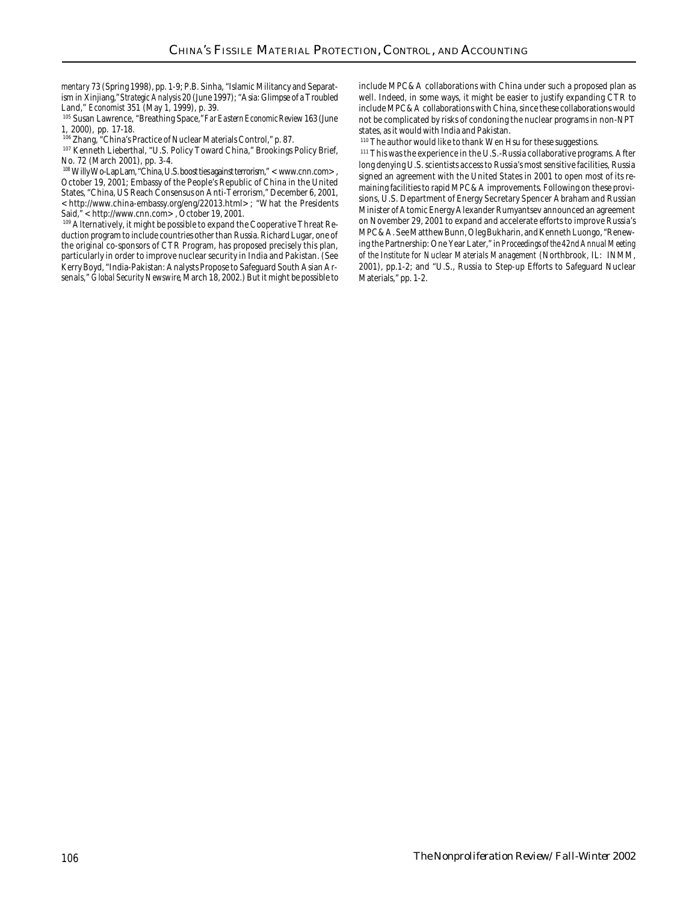*mentary* 73 (Spring 1998), pp. 1-9; P.B. Sinha, "Islamic Militancy and Separatism in Xinjiang," *Strategic Analysis* 20 (June 1997); "Asia: Glimpse of a Troubled Land," *Economist* 351 (May 1, 1999), p. 39.

[105] Susan Lawrence, "Breathing Space," *Far Eastern Economic Review* 163 (June 1, 2000), pp. 17-18.

[106] Zhang, "China's Practice of Nuclear Materials Control," p. 87.

[107] Kenneth Lieberthal, "U.S. Policy Toward China," Brookings Policy Brief, No. 72 (March 2001), pp. 3-4.

[108] Willy Wo-Lap Lam, "China, U.S. boost ties against terrorism," <www.cnn.com>, October 19, 2001; Embassy of the People's Republic of China in the United States, "China, US Reach Consensus on Anti-Terrorism," December 6, 2001, <http://www.china-embassy.org/eng/22013.html>; "What the Presidents Said," <http://www.cnn.com>, October 19, 2001.

[109] Alternatively, it might be possible to expand the Cooperative Threat Reduction program to include countries other than Russia. Richard Lugar, one of the original co-sponsors of CTR Program, has proposed precisely this plan, particularly in order to improve nuclear security in India and Pakistan. (See Kerry Boyd, "India-Pakistan: Analysts Propose to Safeguard South Asian Arsenals," *Global Security Newswire*, March 18, 2002.) But it might be possible to include MPC&A collaborations with China under such a proposed plan as well. Indeed, in some ways, it might be easier to justify expanding CTR to include MPC&A collaborations with China, since these collaborations would not be complicated by risks of condoning the nuclear programs in non-NPT states, as it would with India and Pakistan.

[110] The author would like to thank Wen Hsu for these suggestions.

[111] This was the experience in the U.S.-Russia collaborative programs. After long denying U.S. scientists access to Russia's most sensitive facilities, Russia signed an agreement with the United States in 2001 to open most of its remaining facilities to rapid MPC&A improvements. Following on these provisions, U.S. Department of Energy Secretary Spencer Abraham and Russian Minister of Atomic Energy Alexander Rumyantsev announced an agreement on November 29, 2001 to expand and accelerate efforts to improve Russia's MPC&A. See Matthew Bunn, Oleg Bukharin, and Kenneth Luongo, "Renewing the Partnership: One Year Later," in *Proceedings of the 42nd Annual Meeting of the Institute for Nuclear Materials Management* (Northbrook, IL: INMM, 2001), pp.1-2; and "U.S., Russia to Step-up Efforts to Safeguard Nuclear Materials," pp. 1-2.